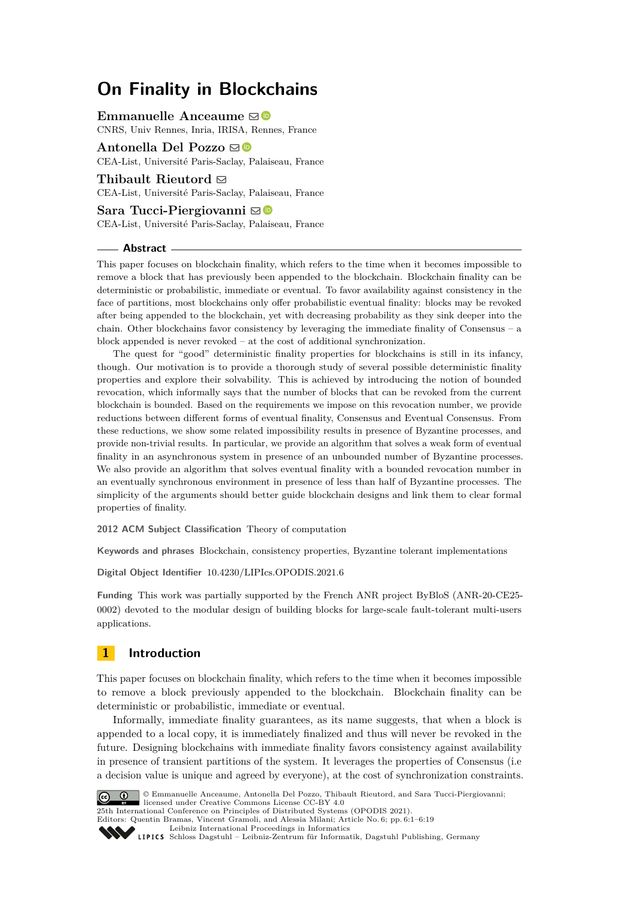# On Finality in Blockchains

**Emmanuelle Anceaume**
CNRS, Univ Rennes, Inria, IRISA, Rennes, France

**Antonella Del Pozzo**
CEA-List, Université Paris-Saclay, Palaiseau, France

**Thibault Rieutord**
CEA-List, Université Paris-Saclay, Palaiseau, France

**Sara Tucci-Piergiovanni**
CEA-List, Université Paris-Saclay, Palaiseau, France

## Abstract

This paper focuses on blockchain finality, which refers to the time when it becomes impossible to remove a block that has previously been appended to the blockchain. Blockchain finality can be deterministic or probabilistic, immediate or eventual. To favor availability against consistency in the face of partitions, most blockchains only offer probabilistic eventual finality: blocks may be revoked after being appended to the blockchain, yet with decreasing probability as they sink deeper into the chain. Other blockchains favor consistency by leveraging the immediate finality of Consensus – a block appended is never revoked – at the cost of additional synchronization.

The quest for "good" deterministic finality properties for blockchains is still in its infancy, though. Our motivation is to provide a thorough study of several possible deterministic finality properties and explore their solvability. This is achieved by introducing the notion of bounded revocation, which informally says that the number of blocks that can be revoked from the current blockchain is bounded. Based on the requirements we impose on this revocation number, we provide reductions between different forms of eventual finality, Consensus and Eventual Consensus. From these reductions, we show some related impossibility results in presence of Byzantine processes, and provide non-trivial results. In particular, we provide an algorithm that solves a weak form of eventual finality in an asynchronous system in presence of an unbounded number of Byzantine processes. We also provide an algorithm that solves eventual finality with a bounded revocation number in an eventually synchronous environment in presence of less than half of Byzantine processes. The simplicity of the arguments should better guide blockchain designs and link them to clear formal properties of finality.

**2012 ACM Subject Classification** Theory of computation

**Keywords and phrases** Blockchain, consistency properties, Byzantine tolerant implementations

**Digital Object Identifier** 10.4230/LIPIcs.OPODIS.2021.6

**Funding** This work was partially supported by the French ANR project ByBloS (ANR-20-CE25-0002) devoted to the modular design of building blocks for large-scale fault-tolerant multi-users applications.

## 1 Introduction

This paper focuses on blockchain finality, which refers to the time when it becomes impossible to remove a block previously appended to the blockchain. Blockchain finality can be deterministic or probabilistic, immediate or eventual.

Informally, immediate finality guarantees, as its name suggests, that when a block is appended to a local copy, it is immediately finalized and thus will never be revoked in the future. Designing blockchains with immediate finality favors consistency against availability in presence of transient partitions of the system. It leverages the properties of Consensus (i.e a decision value is unique and agreed by everyone), at the cost of synchronization constraints.

© Emmanuelle Anceaume, Antonella Del Pozzo, Thibault Rieutord, and Sara Tucci-Piergiovanni; licensed under Creative Commons License CC-BY 4.0
25th International Conference on Principles of Distributed Systems (OPODIS 2021).
Editors: Quentin Bramas, Vincent Gramoli, and Alessia Milani; Article No. 6; pp. 6:1–6:19
Leibniz International Proceedings in Informatics
Schloss Dagstuhl – Leibniz-Zentrum für Informatik, Dagstuhl Publishing, Germany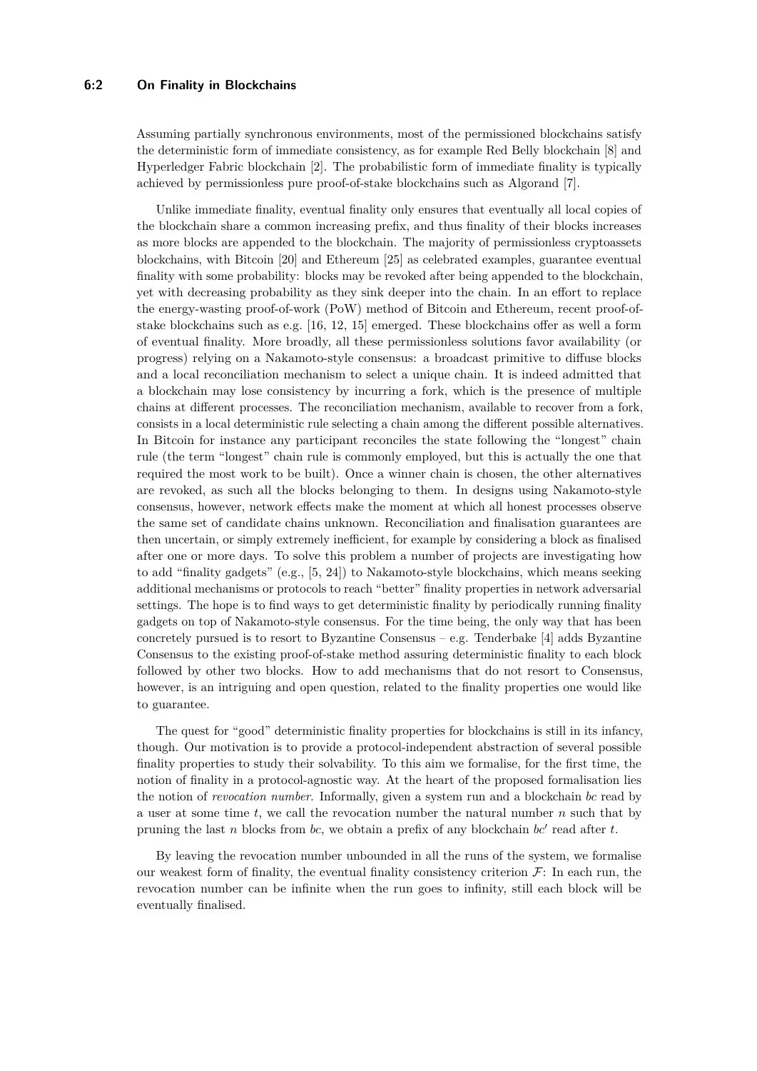Assuming partially synchronous environments, most of the permissioned blockchains satisfy the deterministic form of immediate consistency, as for example Red Belly blockchain [8] and Hyperledger Fabric blockchain [2]. The probabilistic form of immediate finality is typically achieved by permissionless pure proof-of-stake blockchains such as Algorand [7].

Unlike immediate finality, eventual finality only ensures that eventually all local copies of the blockchain share a common increasing prefix, and thus finality of their blocks increases as more blocks are appended to the blockchain. The majority of permissionless cryptoassets blockchains, with Bitcoin [20] and Ethereum [25] as celebrated examples, guarantee eventual finality with some probability: blocks may be revoked after being appended to the blockchain, yet with decreasing probability as they sink deeper into the chain. In an effort to replace the energy-wasting proof-of-work (PoW) method of Bitcoin and Ethereum, recent proof-of-stake blockchains such as e.g. [16, 12, 15] emerged. These blockchains offer as well a form of eventual finality. More broadly, all these permissionless solutions favor availability (or progress) relying on a Nakamoto-style consensus: a broadcast primitive to diffuse blocks and a local reconciliation mechanism to select a unique chain. It is indeed admitted that a blockchain may lose consistency by incurring a fork, which is the presence of multiple chains at different processes. The reconciliation mechanism, available to recover from a fork, consists in a local deterministic rule selecting a chain among the different possible alternatives. In Bitcoin for instance any participant reconciles the state following the "longest" chain rule (the term "longest" chain rule is commonly employed, but this is actually the one that required the most work to be built). Once a winner chain is chosen, the other alternatives are revoked, as such all the blocks belonging to them. In designs using Nakamoto-style consensus, however, network effects make the moment at which all honest processes observe the same set of candidate chains unknown. Reconciliation and finalisation guarantees are then uncertain, or simply extremely inefficient, for example by considering a block as finalised after one or more days. To solve this problem a number of projects are investigating how to add "finality gadgets" (e.g., [5, 24]) to Nakamoto-style blockchains, which means seeking additional mechanisms or protocols to reach "better" finality properties in network adversarial settings. The hope is to find ways to get deterministic finality by periodically running finality gadgets on top of Nakamoto-style consensus. For the time being, the only way that has been concretely pursued is to resort to Byzantine Consensus – e.g. Tenderbake [4] adds Byzantine Consensus to the existing proof-of-stake method assuring deterministic finality to each block followed by other two blocks. How to add mechanisms that do not resort to Consensus, however, is an intriguing and open question, related to the finality properties one would like to guarantee.

The quest for "good" deterministic finality properties for blockchains is still in its infancy, though. Our motivation is to provide a protocol-independent abstraction of several possible finality properties to study their solvability. To this aim we formalise, for the first time, the notion of finality in a protocol-agnostic way. At the heart of the proposed formalisation lies the notion of *revocation number*. Informally, given a system run and a blockchain $bc$ read by a user at some time $t$, we call the revocation number the natural number $n$ such that by pruning the last $n$ blocks from $bc$, we obtain a prefix of any blockchain $bc'$ read after $t$.

By leaving the revocation number unbounded in all the runs of the system, we formalise our weakest form of finality, the eventual finality consistency criterion $\mathcal{F}$: In each run, the revocation number can be infinite when the run goes to infinity, still each block will be eventually finalised.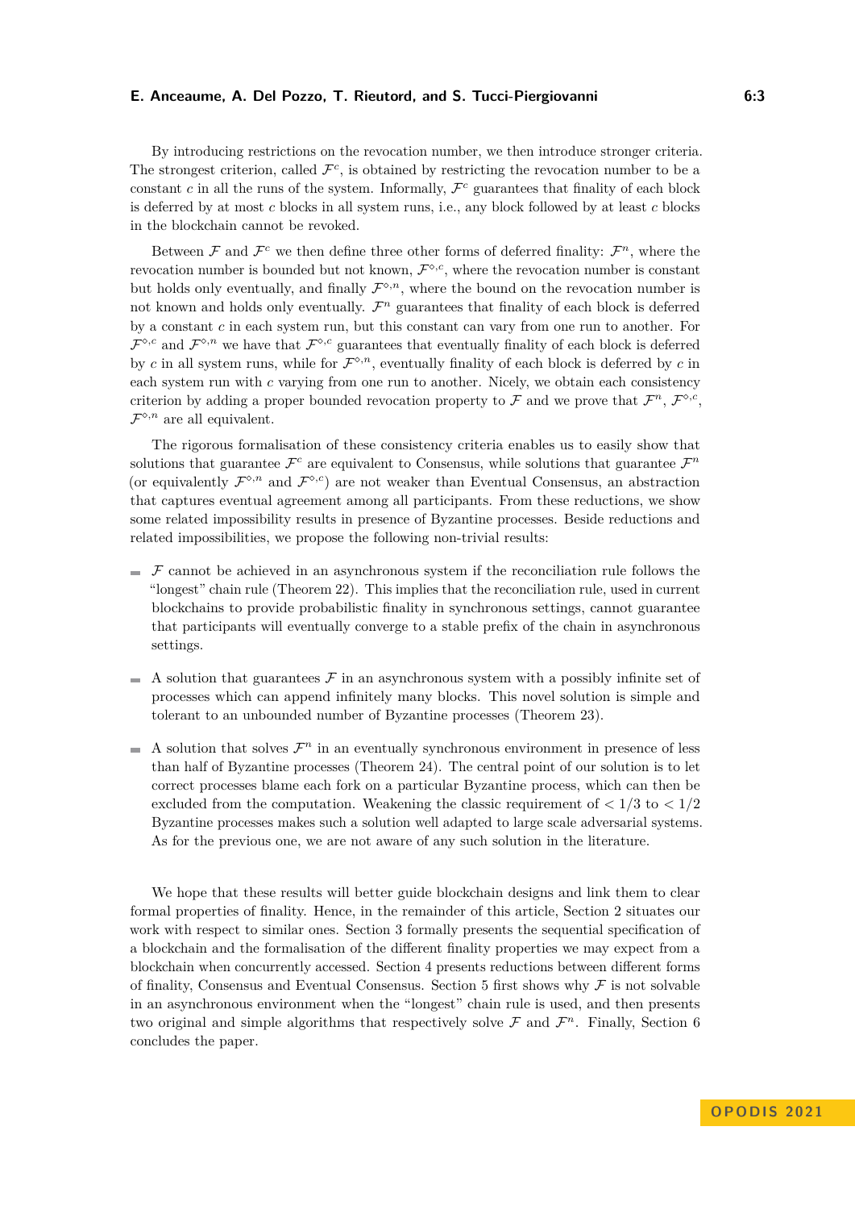By introducing restrictions on the revocation number, we then introduce stronger criteria. The strongest criterion, called $\mathcal{F}^c$, is obtained by restricting the revocation number to be a constant $c$ in all the runs of the system. Informally, $\mathcal{F}^c$ guarantees that finality of each block is deferred by at most $c$ blocks in all system runs, i.e., any block followed by at least $c$ blocks in the blockchain cannot be revoked.

Between $\mathcal{F}$ and $\mathcal{F}^c$ we then define three other forms of deferred finality: $\mathcal{F}^n$, where the revocation number is bounded but not known, $\mathcal{F}^{\diamond,c}$, where the revocation number is constant but holds only eventually, and finally $\mathcal{F}^{\diamond,n}$, where the bound on the revocation number is not known and holds only eventually. $\mathcal{F}^n$ guarantees that finality of each block is deferred by a constant $c$ in each system run, but this constant can vary from one run to another. For $\mathcal{F}^{\diamond,c}$ and $\mathcal{F}^{\diamond,n}$ we have that $\mathcal{F}^{\diamond,c}$ guarantees that eventually finality of each block is deferred by $c$ in all system runs, while for $\mathcal{F}^{\diamond,n}$, eventually finality of each block is deferred by $c$ in each system run with $c$ varying from one run to another. Nicely, we obtain each consistency criterion by adding a proper bounded revocation property to $\mathcal{F}$ and we prove that $\mathcal{F}^n$, $\mathcal{F}^{\diamond,c}$, $\mathcal{F}^{\diamond,n}$ are all equivalent.

The rigorous formalisation of these consistency criteria enables us to easily show that solutions that guarantee $\mathcal{F}^c$ are equivalent to Consensus, while solutions that guarantee $\mathcal{F}^n$ (or equivalently $\mathcal{F}^{\diamond,n}$ and $\mathcal{F}^{\diamond,c}$) are not weaker than Eventual Consensus, an abstraction that captures eventual agreement among all participants. From these reductions, we show some related impossibility results in presence of Byzantine processes. Beside reductions and related impossibilities, we propose the following non-trivial results:

- $\mathcal{F}$ cannot be achieved in an asynchronous system if the reconciliation rule follows the "longest" chain rule (Theorem 22). This implies that the reconciliation rule, used in current blockchains to provide probabilistic finality in synchronous settings, cannot guarantee that participants will eventually converge to a stable prefix of the chain in asynchronous settings.
- A solution that guarantees $\mathcal{F}$ in an asynchronous system with a possibly infinite set of processes which can append infinitely many blocks. This novel solution is simple and tolerant to an unbounded number of Byzantine processes (Theorem 23).
- A solution that solves $\mathcal{F}^n$ in an eventually synchronous environment in presence of less than half of Byzantine processes (Theorem 24). The central point of our solution is to let correct processes blame each fork on a particular Byzantine process, which can then be excluded from the computation. Weakening the classic requirement of $< 1/3$ to $< 1/2$ Byzantine processes makes such a solution well adapted to large scale adversarial systems. As for the previous one, we are not aware of any such solution in the literature.

We hope that these results will better guide blockchain designs and link them to clear formal properties of finality. Hence, in the remainder of this article, Section 2 situates our work with respect to similar ones. Section 3 formally presents the sequential specification of a blockchain and the formalisation of the different finality properties we may expect from a blockchain when concurrently accessed. Section 4 presents reductions between different forms of finality, Consensus and Eventual Consensus. Section 5 first shows why $\mathcal{F}$ is not solvable in an asynchronous environment when the "longest" chain rule is used, and then presents two original and simple algorithms that respectively solve $\mathcal{F}$ and $\mathcal{F}^n$. Finally, Section 6 concludes the paper.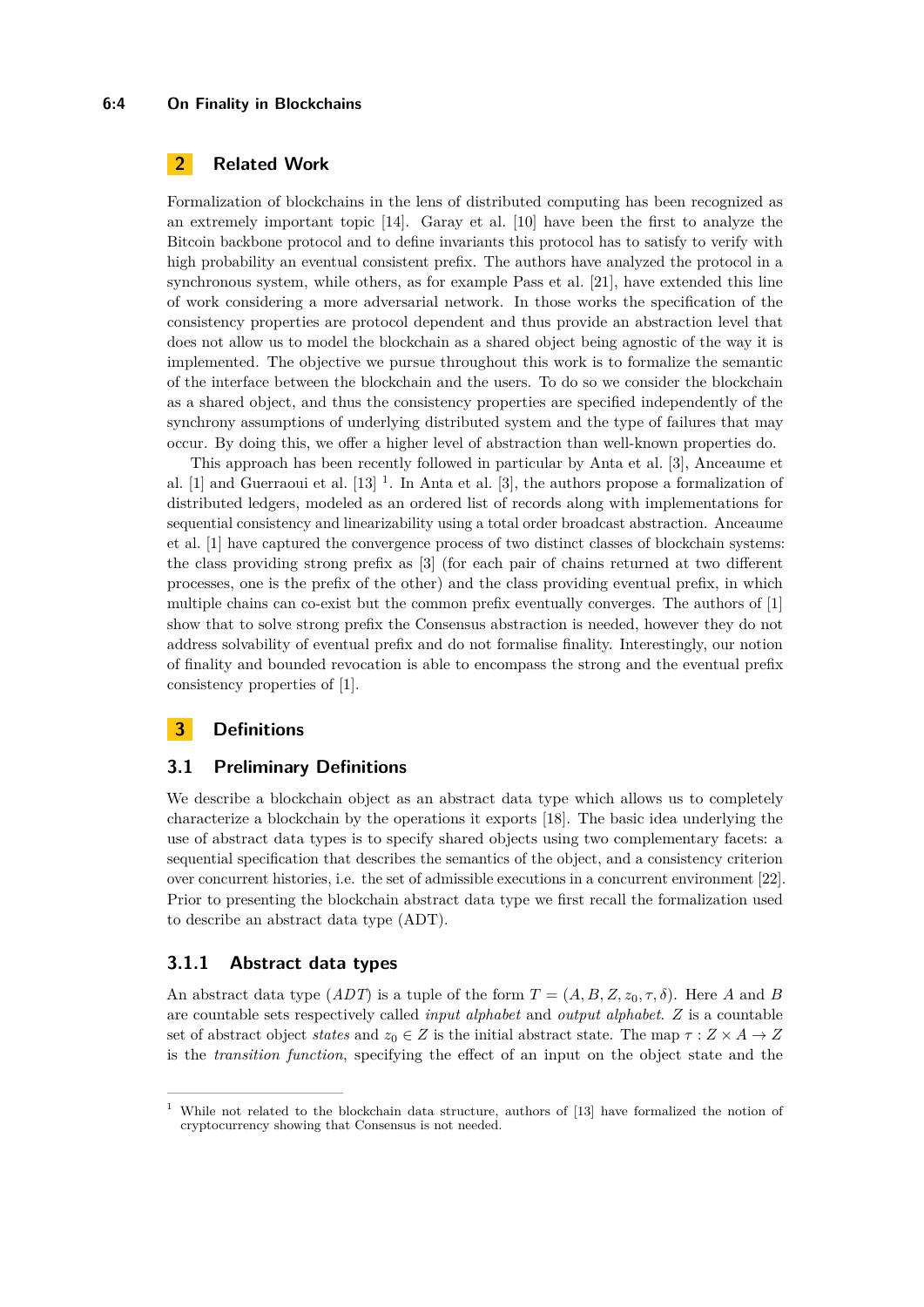## 2 Related Work

Formalization of blockchains in the lens of distributed computing has been recognized as an extremely important topic [14]. Garay et al. [10] have been the first to analyze the Bitcoin backbone protocol and to define invariants this protocol has to satisfy to verify with high probability an eventual consistent prefix. The authors have analyzed the protocol in a synchronous system, while others, as for example Pass et al. [21], have extended this line of work considering a more adversarial network. In those works the specification of the consistency properties are protocol dependent and thus provide an abstraction level that does not allow us to model the blockchain as a shared object being agnostic of the way it is implemented. The objective we pursue throughout this work is to formalize the semantic of the interface between the blockchain and the users. To do so we consider the blockchain as a shared object, and thus the consistency properties are specified independently of the synchrony assumptions of underlying distributed system and the type of failures that may occur. By doing this, we offer a higher level of abstraction than well-known properties do.

This approach has been recently followed in particular by Anta et al. [3], Anceaume et al. [1] and Guerraoui et al. [13] [1]. In Anta et al. [3], the authors propose a formalization of distributed ledgers, modeled as an ordered list of records along with implementations for sequential consistency and linearizability using a total order broadcast abstraction. Anceaume et al. [1] have captured the convergence process of two distinct classes of blockchain systems: the class providing strong prefix as [3] (for each pair of chains returned at two different processes, one is the prefix of the other) and the class providing eventual prefix, in which multiple chains can co-exist but the common prefix eventually converges. The authors of [1] show that to solve strong prefix the Consensus abstraction is needed, however they do not address solvability of eventual prefix and do not formalise finality. Interestingly, our notion of finality and bounded revocation is able to encompass the strong and the eventual prefix consistency properties of [1].

## 3 Definitions

### 3.1 Preliminary Definitions

We describe a blockchain object as an abstract data type which allows us to completely characterize a blockchain by the operations it exports [18]. The basic idea underlying the use of abstract data types is to specify shared objects using two complementary facets: a sequential specification that describes the semantics of the object, and a consistency criterion over concurrent histories, i.e. the set of admissible executions in a concurrent environment [22]. Prior to presenting the blockchain abstract data type we first recall the formalization used to describe an abstract data type (ADT).

#### 3.1.1 Abstract data types

An abstract data type (*ADT*) is a tuple of the form $T = (A, B, Z, z_0, \tau, \delta)$. Here $A$ and $B$ are countable sets respectively called *input alphabet* and *output alphabet*. $Z$ is a countable set of abstract object *states* and $z_0 \in Z$ is the initial abstract state. The map $\tau : Z \times A \to Z$ is the *transition function*, specifying the effect of an input on the object state and the

---

[1] While not related to the blockchain data structure, authors of [13] have formalized the notion of cryptocurrency showing that Consensus is not needed.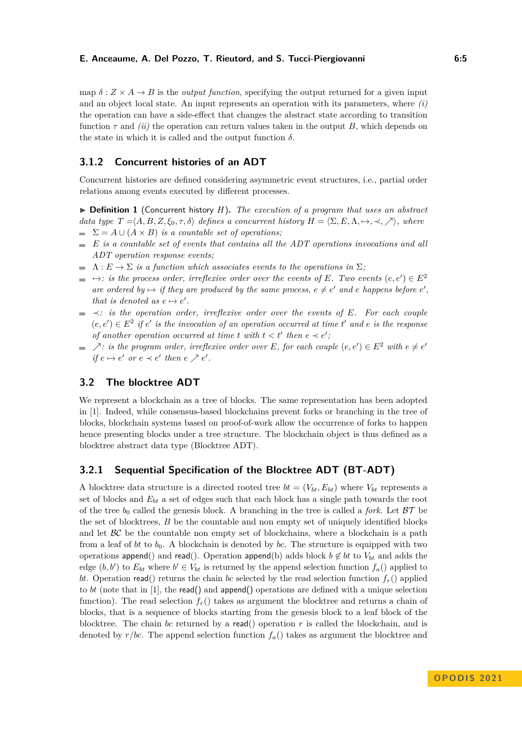map $\delta : Z \times A \to B$ is the *output function*, specifying the output returned for a given input and an object local state. An input represents an operation with its parameters, where *(i)* the operation can have a side-effect that changes the abstract state according to transition function $\tau$ and *(ii)* the operation can return values taken in the output $B$, which depends on the state in which it is called and the output function $\delta$.

### 3.1.2 Concurrent histories of an ADT

Concurrent histories are defined considering asymmetric event structures, i.e., partial order relations among events executed by different processes.

▶ **Definition 1** (Concurrent history $H$). *The execution of a program that uses an abstract data type $T = \langle A, B, Z, \xi_0, \tau, \delta \rangle$ defines a concurrent history $H = \langle \Sigma, E, \Lambda, \mapsto, \prec, \nearrow \rangle$, where*

- $\Sigma = A \cup (A \times B)$ *is a countable set of operations;*
- $E$ *is a countable set of events that contains all the ADT operations invocations and all ADT operation response events;*
- $\Lambda : E \to \Sigma$ *is a function which associates events to the operations in* $\Sigma$*;*
- $\mapsto$*: is the process order, irreflexive order over the events of $E$. Two events $(e, e') \in E^2$ are ordered by $\mapsto$ if they are produced by the same process, $e \neq e'$ and $e$ happens before $e'$, that is denoted as $e \mapsto e'$.*
- $\prec$*: is the operation order, irreflexive order over the events of $E$. For each couple $(e, e') \in E^2$ if $e'$ is the invocation of an operation occurred at time $t'$ and $e$ is the response of another operation occurred at time $t$ with $t < t'$ then $e \prec e'$;*
- $\nearrow$*: is the program order, irreflexive order over $E$, for each couple $(e, e') \in E^2$ with $e \neq e'$ if $e \mapsto e'$ or $e \prec e'$ then $e \nearrow e'$.*

## 3.2 The blocktree ADT

We represent a blockchain as a tree of blocks. The same representation has been adopted in [1]. Indeed, while consensus-based blockchains prevent forks or branching in the tree of blocks, blockchain systems based on proof-of-work allow the occurrence of forks to happen hence presenting blocks under a tree structure. The blockchain object is thus defined as a blocktree abstract data type (Blocktree ADT).

### 3.2.1 Sequential Specification of the Blocktree ADT (BT-ADT)

A blocktree data structure is a directed rooted tree $bt = (V_{bt}, E_{bt})$ where $V_{bt}$ represents a set of blocks and $E_{bt}$ a set of edges such that each block has a single path towards the root of the tree $b_0$ called the genesis block. A branching in the tree is called a *fork*. Let $\mathcal{BT}$ be the set of blocktrees, $B$ be the countable and non empty set of uniquely identified blocks and let $\mathcal{BC}$ be the countable non empty set of blockchains, where a blockchain is a path from a leaf of $bt$ to $b_0$. A blockchain is denoted by $bc$. The structure is equipped with two operations append() and read(). Operation append(b) adds block $b \notin bt$ to $V_{bt}$ and adds the edge $(b, b')$ to $E_{bt}$ where $b' \in V_{bt}$ is returned by the append selection function $f_a()$ applied to $bt$. Operation read() returns the chain $bc$ selected by the read selection function $f_r()$ applied to $bt$ (note that in [1], the read() and append() operations are defined with a unique selection function). The read selection $f_r()$ takes as argument the blocktree and returns a chain of blocks, that is a sequence of blocks starting from the genesis block to a leaf block of the blocktree. The chain $bc$ returned by a read() operation $r$ is called the blockchain, and is denoted by $r/bc$. The append selection function $f_a()$ takes as argument the blocktree and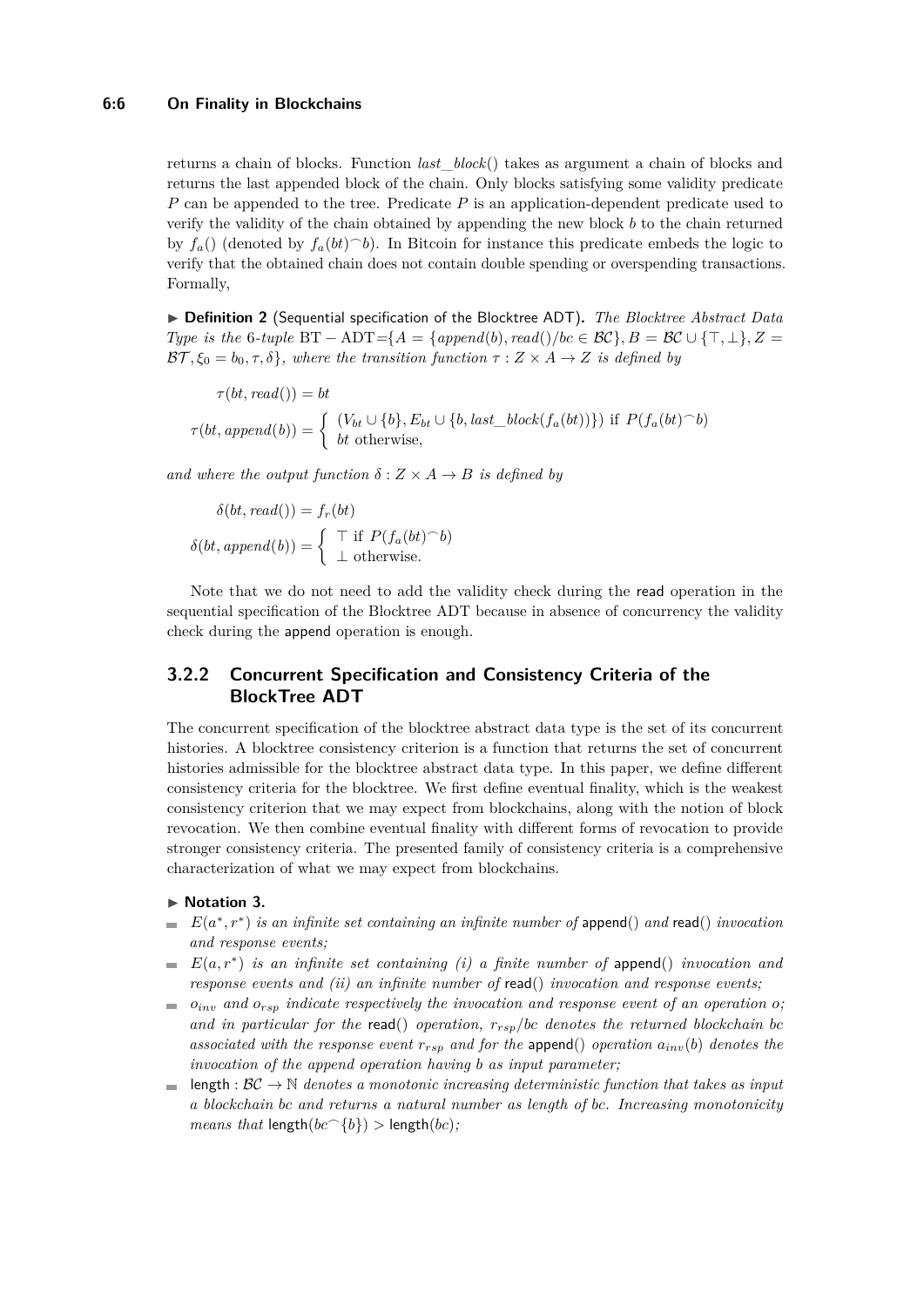returns a chain of blocks. Function $last\_block()$ takes as argument a chain of blocks and returns the last appended block of the chain. Only blocks satisfying some validity predicate $P$ can be appended to the tree. Predicate $P$ is an application-dependent predicate used to verify the validity of the chain obtained by appending the new block $b$ to the chain returned by $f_a()$ (denoted by $f_a(bt)^\frown b$). In Bitcoin for instance this predicate embeds the logic to verify that the obtained chain does not contain double spending or overspending transactions. Formally,

▶ **Definition 2** (Sequential specification of the Blocktree ADT). *The Blocktree Abstract Data Type is the* 6*-tuple* $\mathrm{BT-ADT}=\{A = \{append(b), read()/bc \in \mathcal{BC}\}, B = \mathcal{BC} \cup \{\top, \bot\}, Z = \mathcal{BT}, \xi_0 = b_0, \tau, \delta\}$*, where the transition function* $\tau : Z \times A \to Z$ *is defined by*

$$\tau(bt, read()) = bt$$

$$\tau(bt, append(b)) = \begin{cases} (V_{bt} \cup \{b\}, E_{bt} \cup \{b, last\_block(f_a(bt))\}) & \text{if } P(f_a(bt)^\frown b) \\ bt & \text{otherwise,} \end{cases}$$

*and where the output function* $\delta : Z \times A \to B$ *is defined by*

$$\delta(bt, read()) = f_r(bt)$$

$$\delta(bt, append(b)) = \begin{cases} \top & \text{if } P(f_a(bt)^\frown b) \\ \bot & \text{otherwise.} \end{cases}$$

Note that we do not need to add the validity check during the read operation in the sequential specification of the Blocktree ADT because in absence of concurrency the validity check during the append operation is enough.

### 3.2.2 Concurrent Specification and Consistency Criteria of the BlockTree ADT

The concurrent specification of the blocktree abstract data type is the set of its concurrent histories. A blocktree consistency criterion is a function that returns the set of concurrent histories admissible for the blocktree abstract data type. In this paper, we define different consistency criteria for the blocktree. We first define eventual finality, which is the weakest consistency criterion that we may expect from blockchains, along with the notion of block revocation. We then combine eventual finality with different forms of revocation to provide stronger consistency criteria. The presented family of consistency criteria is a comprehensive characterization of what we may expect from blockchains.

▶ **Notation 3.**

- $E(a^*, r^*)$ *is an infinite set containing an infinite number of* append() *and* read() *invocation and response events;*
- $E(a, r^*)$ *is an infinite set containing (i) a finite number of* append() *invocation and response events and (ii) an infinite number of* read() *invocation and response events;*
- $o_{inv}$ *and* $o_{rsp}$ *indicate respectively the invocation and response event of an operation* $o$*; and in particular for the* read() *operation,* $r_{rsp}/bc$ *denotes the returned blockchain* $bc$ *associated with the response event* $r_{rsp}$ *and for the* append() *operation* $a_{inv}(b)$ *denotes the invocation of the append operation having* $b$ *as input parameter;*
- length : $\mathcal{BC} \to \mathbb{N}$ *denotes a monotonic increasing deterministic function that takes as input a blockchain* $bc$ *and returns a natural number as length of* $bc$*. Increasing monotonicity means that* $\mathsf{length}(bc^\frown\{b\}) > \mathsf{length}(bc)$*;*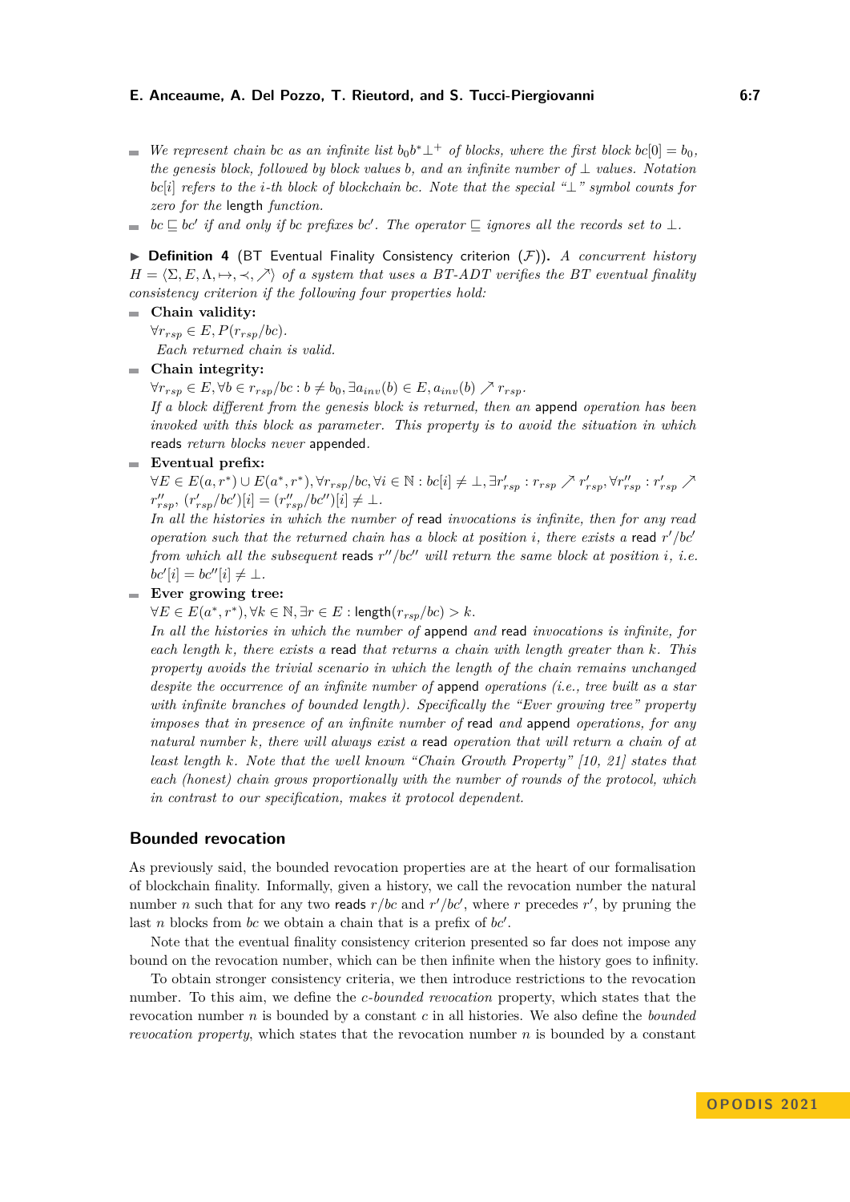- *We represent chain $bc$ as an infinite list $b_0 b^* \bot^+$ of blocks, where the first block $bc[0] = b_0$, the genesis block, followed by block values $b$, and an infinite number of $\bot$ values. Notation $bc[i]$ refers to the $i$-th block of blockchain $bc$. Note that the special "$\bot$" symbol counts for zero for the* length *function.*
- *$bc \sqsubseteq bc'$ if and only if $bc$ prefixes $bc'$. The operator $\sqsubseteq$ ignores all the records set to $\bot$.*

▶ **Definition 4** (BT Eventual Finality Consistency criterion ($\mathcal{F}$))**.** *A concurrent history $H = \langle \Sigma, E, \Lambda, \mapsto, \prec, \nearrow \rangle$ of a system that uses a BT-ADT verifies the BT eventual finality consistency criterion if the following four properties hold:*

- **Chain validity:**
  $\forall r_{rsp} \in E, P(r_{rsp}/bc)$.
  *Each returned chain is valid.*
- **Chain integrity:**
  $\forall r_{rsp} \in E, \forall b \in r_{rsp}/bc : b \neq b_0, \exists a_{inv}(b) \in E, a_{inv}(b) \nearrow r_{rsp}$.
  *If a block different from the genesis block is returned, then an* append *operation has been invoked with this block as parameter. This property is to avoid the situation in which* reads *return blocks never* appended*.*
- **Eventual prefix:**
  $\forall E \in E(a, r^*) \cup E(a^*, r^*), \forall r_{rsp}/bc, \forall i \in \mathbb{N} : bc[i] \neq \bot, \exists r'_{rsp} : r_{rsp} \nearrow r'_{rsp}, \forall r''_{rsp} : r'_{rsp} \nearrow r''_{rsp},\ (r'_{rsp}/bc')[i] = (r''_{rsp}/bc'')[i] \neq \bot$.
  *In all the histories in which the number of* read *invocations is infinite, then for any read operation such that the returned chain has a block at position $i$, there exists a* read *$r'/bc'$ from which all the subsequent* reads *$r''/bc''$ will return the same block at position $i$, i.e. $bc'[i] = bc''[i] \neq \bot$.*
- **Ever growing tree:**
  $\forall E \in E(a^*, r^*), \forall k \in \mathbb{N}, \exists r \in E : \mathsf{length}(r_{rsp}/bc) > k$.
  *In all the histories in which the number of* append *and* read *invocations is infinite, for each length $k$, there exists a* read *that returns a chain with length greater than $k$. This property avoids the trivial scenario in which the length of the chain remains unchanged despite the occurrence of an infinite number of* append *operations (i.e., tree built as a star with infinite branches of bounded length). Specifically the "Ever growing tree" property imposes that in presence of an infinite number of* read *and* append *operations, for any natural number $k$, there will always exist a* read *operation that will return a chain of at least length $k$. Note that the well known "Chain Growth Property" [10, 21] states that each (honest) chain grows proportionally with the number of rounds of the protocol, which in contrast to our specification, makes it protocol dependent.*

## Bounded revocation

As previously said, the bounded revocation properties are at the heart of our formalisation of blockchain finality. Informally, given a history, we call the revocation number the natural number $n$ such that for any two reads $r/bc$ and $r'/bc'$, where $r$ precedes $r'$, by pruning the last $n$ blocks from $bc$ we obtain a chain that is a prefix of $bc'$.

Note that the eventual finality consistency criterion presented so far does not impose any bound on the revocation number, which can be then infinite when the history goes to infinity.

To obtain stronger consistency criteria, we then introduce restrictions to the revocation number. To this aim, we define the *c-bounded revocation* property, which states that the revocation number $n$ is bounded by a constant $c$ in all histories. We also define the *bounded revocation property*, which states that the revocation number $n$ is bounded by a constant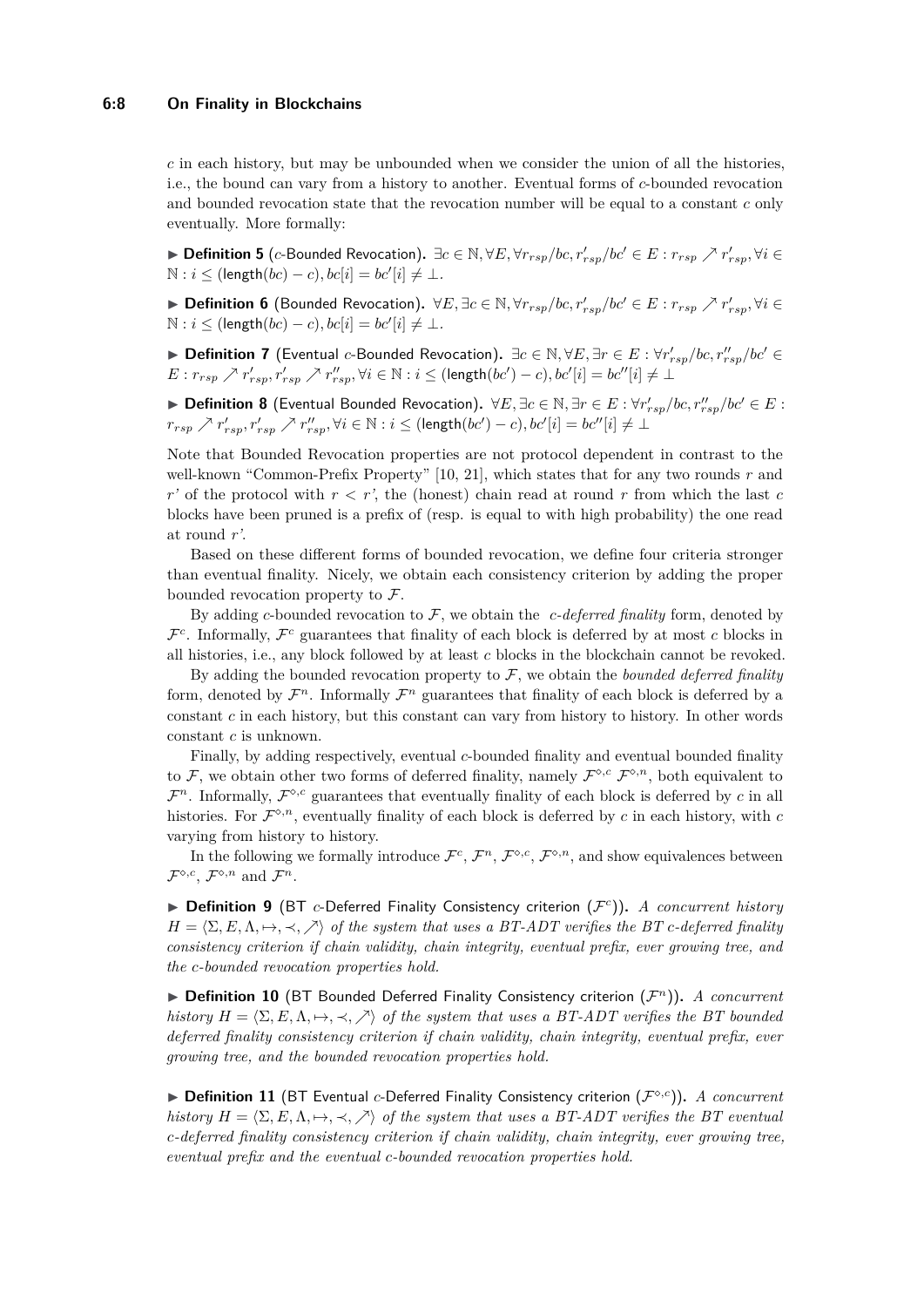$c$ in each history, but may be unbounded when we consider the union of all the histories, i.e., the bound can vary from a history to another. Eventual forms of $c$-bounded revocation and bounded revocation state that the revocation number will be equal to a constant $c$ only eventually. More formally:

▶ **Definition 5** ($c$-Bounded Revocation). $\exists c \in \mathbb{N}, \forall E, \forall r_{rsp}/bc, r'_{rsp}/bc' \in E : r_{rsp} \nearrow r'_{rsp}, \forall i \in \mathbb{N} : i \leq (\mathsf{length}(bc) - c), bc[i] = bc'[i] \neq \bot$.

▶ **Definition 6** (Bounded Revocation). $\forall E, \exists c \in \mathbb{N}, \forall r_{rsp}/bc, r'_{rsp}/bc' \in E : r_{rsp} \nearrow r'_{rsp}, \forall i \in \mathbb{N} : i \leq (\mathsf{length}(bc) - c), bc[i] = bc'[i] \neq \bot$.

▶ **Definition 7** (Eventual $c$-Bounded Revocation). $\exists c \in \mathbb{N}, \forall E, \exists r \in E : \forall r'_{rsp}/bc, r''_{rsp}/bc' \in E : r_{rsp} \nearrow r'_{rsp}, r'_{rsp} \nearrow r''_{rsp}, \forall i \in \mathbb{N} : i \leq (\mathsf{length}(bc') - c), bc'[i] = bc''[i] \neq \bot$

▶ **Definition 8** (Eventual Bounded Revocation). $\forall E, \exists c \in \mathbb{N}, \exists r \in E : \forall r'_{rsp}/bc, r''_{rsp}/bc' \in E : r_{rsp} \nearrow r'_{rsp}, r'_{rsp} \nearrow r''_{rsp}, \forall i \in \mathbb{N} : i \leq (\mathsf{length}(bc') - c), bc'[i] = bc''[i] \neq \bot$

Note that Bounded Revocation properties are not protocol dependent in contrast to the well-known "Common-Prefix Property" [10, 21], which states that for any two rounds $r$ and $r'$ of the protocol with $r < r'$, the (honest) chain read at round $r$ from which the last $c$ blocks have been pruned is a prefix of (resp. is equal to with high probability) the one read at round $r'$.

Based on these different forms of bounded revocation, we define four criteria stronger than eventual finality. Nicely, we obtain each consistency criterion by adding the proper bounded revocation property to $\mathcal{F}$.

By adding $c$-bounded revocation to $\mathcal{F}$, we obtain the *c-deferred finality* form, denoted by $\mathcal{F}^c$. Informally, $\mathcal{F}^c$ guarantees that finality of each block is deferred by at most $c$ blocks in all histories, i.e., any block followed by at least $c$ blocks in the blockchain cannot be revoked.

By adding the bounded revocation property to $\mathcal{F}$, we obtain the *bounded deferred finality* form, denoted by $\mathcal{F}^n$. Informally $\mathcal{F}^n$ guarantees that finality of each block is deferred by a constant $c$ in each history, but this constant can vary from history to history. In other words constant $c$ is unknown.

Finally, by adding respectively, eventual $c$-bounded finality and eventual bounded finality to $\mathcal{F}$, we obtain other two forms of deferred finality, namely $\mathcal{F}^{\diamond,c}$ $\mathcal{F}^{\diamond,n}$, both equivalent to $\mathcal{F}^n$. Informally, $\mathcal{F}^{\diamond,c}$ guarantees that eventually finality of each block is deferred by $c$ in all histories. For $\mathcal{F}^{\diamond,n}$, eventually finality of each block is deferred by $c$ in each history, with $c$ varying from history to history.

In the following we formally introduce $\mathcal{F}^c$, $\mathcal{F}^n$, $\mathcal{F}^{\diamond,c}$, $\mathcal{F}^{\diamond,n}$, and show equivalences between $\mathcal{F}^{\diamond,c}$, $\mathcal{F}^{\diamond,n}$ and $\mathcal{F}^n$.

▶ **Definition 9** (BT $c$-Deferred Finality Consistency criterion ($\mathcal{F}^c$)). *A concurrent history $H = \langle \Sigma, E, \Lambda, \mapsto, \prec, \nearrow \rangle$ of the system that uses a BT-ADT verifies the BT c-deferred finality consistency criterion if chain validity, chain integrity, eventual prefix, ever growing tree, and the c-bounded revocation properties hold.*

▶ **Definition 10** (BT Bounded Deferred Finality Consistency criterion ($\mathcal{F}^n$)). *A concurrent history $H = \langle \Sigma, E, \Lambda, \mapsto, \prec, \nearrow \rangle$ of the system that uses a BT-ADT verifies the BT bounded deferred finality consistency criterion if chain validity, chain integrity, eventual prefix, ever growing tree, and the bounded revocation properties hold.*

▶ **Definition 11** (BT Eventual $c$-Deferred Finality Consistency criterion ($\mathcal{F}^{\diamond,c}$)). *A concurrent history $H = \langle \Sigma, E, \Lambda, \mapsto, \prec, \nearrow \rangle$ of the system that uses a BT-ADT verifies the BT eventual c-deferred finality consistency criterion if chain validity, chain integrity, ever growing tree, eventual prefix and the eventual c-bounded revocation properties hold.*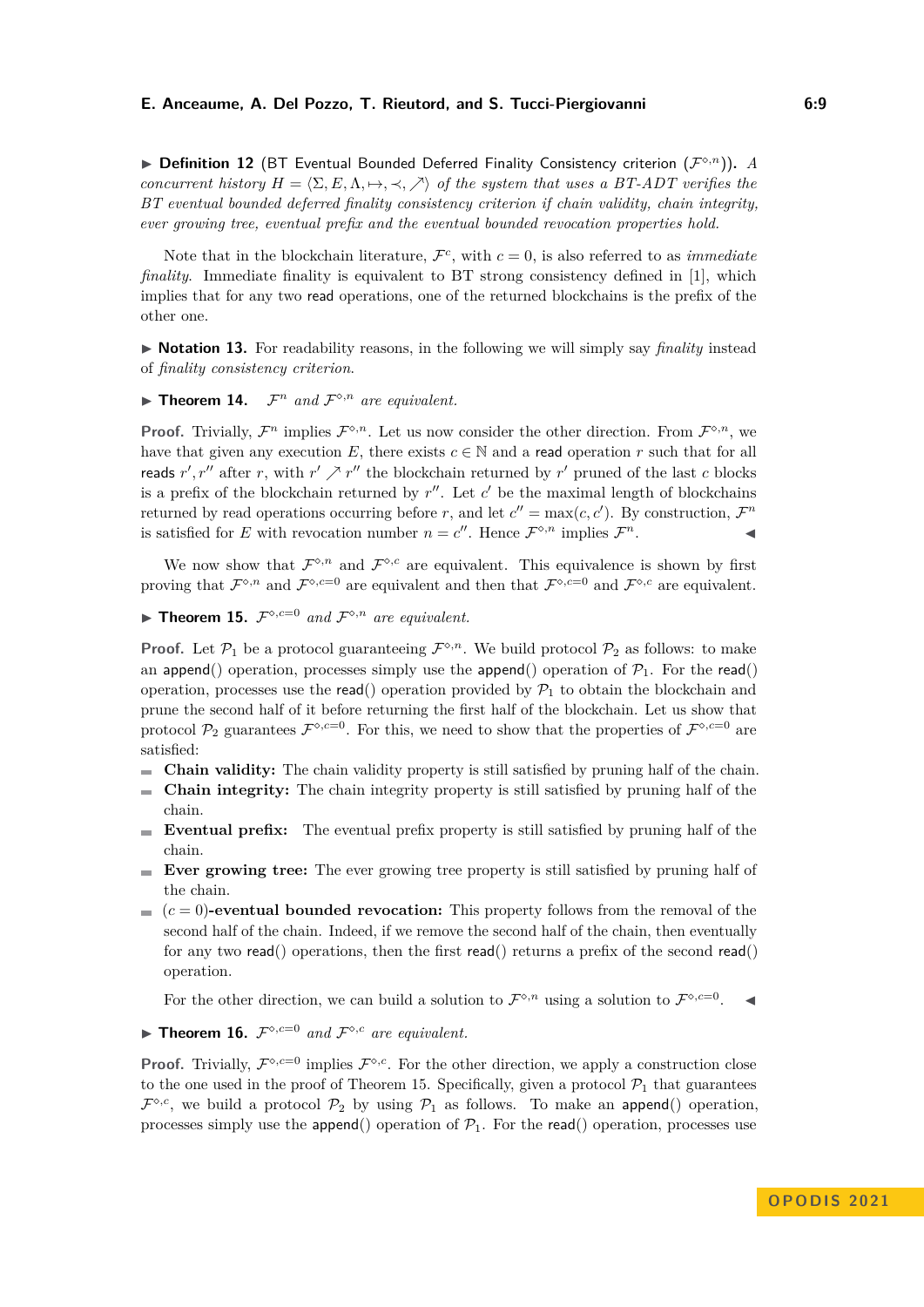▶ **Definition 12** (BT Eventual Bounded Deferred Finality Consistency criterion ($\mathcal{F}^{\diamond,n}$))**.** *A concurrent history $H = \langle \Sigma, E, \Lambda, \mapsto, \prec, \nearrow \rangle$ of the system that uses a BT-ADT verifies the BT eventual bounded deferred finality consistency criterion if chain validity, chain integrity, ever growing tree, eventual prefix and the eventual bounded revocation properties hold.*

Note that in the blockchain literature, $\mathcal{F}^c$, with $c = 0$, is also referred to as *immediate finality*. Immediate finality is equivalent to BT strong consistency defined in [1], which implies that for any two read operations, one of the returned blockchains is the prefix of the other one.

▶ **Notation 13.** For readability reasons, in the following we will simply say *finality* instead of *finality consistency criterion*.

▶ **Theorem 14.** *$\mathcal{F}^n$ and $\mathcal{F}^{\diamond,n}$ are equivalent.*

**Proof.** Trivially, $\mathcal{F}^n$ implies $\mathcal{F}^{\diamond,n}$. Let us now consider the other direction. From $\mathcal{F}^{\diamond,n}$, we have that given any execution $E$, there exists $c \in \mathbb{N}$ and a read operation $r$ such that for all reads $r', r''$ after $r$, with $r' \nearrow r''$ the blockchain returned by $r'$ pruned of the last $c$ blocks is a prefix of the blockchain returned by $r''$. Let $c'$ be the maximal length of blockchains returned by read operations occurring before $r$, and let $c'' = \max(c, c')$. By construction, $\mathcal{F}^n$ is satisfied for $E$ with revocation number $n = c''$. Hence $\mathcal{F}^{\diamond,n}$ implies $\mathcal{F}^n$. ◀

We now show that $\mathcal{F}^{\diamond,n}$ and $\mathcal{F}^{\diamond,c}$ are equivalent. This equivalence is shown by first proving that $\mathcal{F}^{\diamond,n}$ and $\mathcal{F}^{\diamond,c=0}$ are equivalent and then that $\mathcal{F}^{\diamond,c=0}$ and $\mathcal{F}^{\diamond,c}$ are equivalent.

▶ **Theorem 15.** *$\mathcal{F}^{\diamond,c=0}$ and $\mathcal{F}^{\diamond,n}$ are equivalent.*

**Proof.** Let $\mathcal{P}_1$ be a protocol guaranteeing $\mathcal{F}^{\diamond,n}$. We build protocol $\mathcal{P}_2$ as follows: to make an append() operation, processes simply use the append() operation of $\mathcal{P}_1$. For the read() operation, processes use the read() operation provided by $\mathcal{P}_1$ to obtain the blockchain and prune the second half of it before returning the first half of the blockchain. Let us show that protocol $\mathcal{P}_2$ guarantees $\mathcal{F}^{\diamond,c=0}$. For this, we need to show that the properties of $\mathcal{F}^{\diamond,c=0}$ are satisfied:

- **Chain validity:** The chain validity property is still satisfied by pruning half of the chain.
- **Chain integrity:** The chain integrity property is still satisfied by pruning half of the chain.
- **Eventual prefix:** The eventual prefix property is still satisfied by pruning half of the chain.
- **Ever growing tree:** The ever growing tree property is still satisfied by pruning half of the chain.
- **($c = 0$)-eventual bounded revocation:** This property follows from the removal of the second half of the chain. Indeed, if we remove the second half of the chain, then eventually for any two read() operations, then the first read() returns a prefix of the second read() operation.

For the other direction, we can build a solution to $\mathcal{F}^{\diamond,n}$ using a solution to $\mathcal{F}^{\diamond,c=0}$. ◀

▶ **Theorem 16.** *$\mathcal{F}^{\diamond,c=0}$ and $\mathcal{F}^{\diamond,c}$ are equivalent.*

**Proof.** Trivially, $\mathcal{F}^{\diamond,c=0}$ implies $\mathcal{F}^{\diamond,c}$. For the other direction, we apply a construction close to the one used in the proof of Theorem 15. Specifically, given a protocol $\mathcal{P}_1$ that guarantees $\mathcal{F}^{\diamond,c}$, we build a protocol $\mathcal{P}_2$ by using $\mathcal{P}_1$ as follows. To make an append() operation, processes simply use the append() operation of $\mathcal{P}_1$. For the read() operation, processes use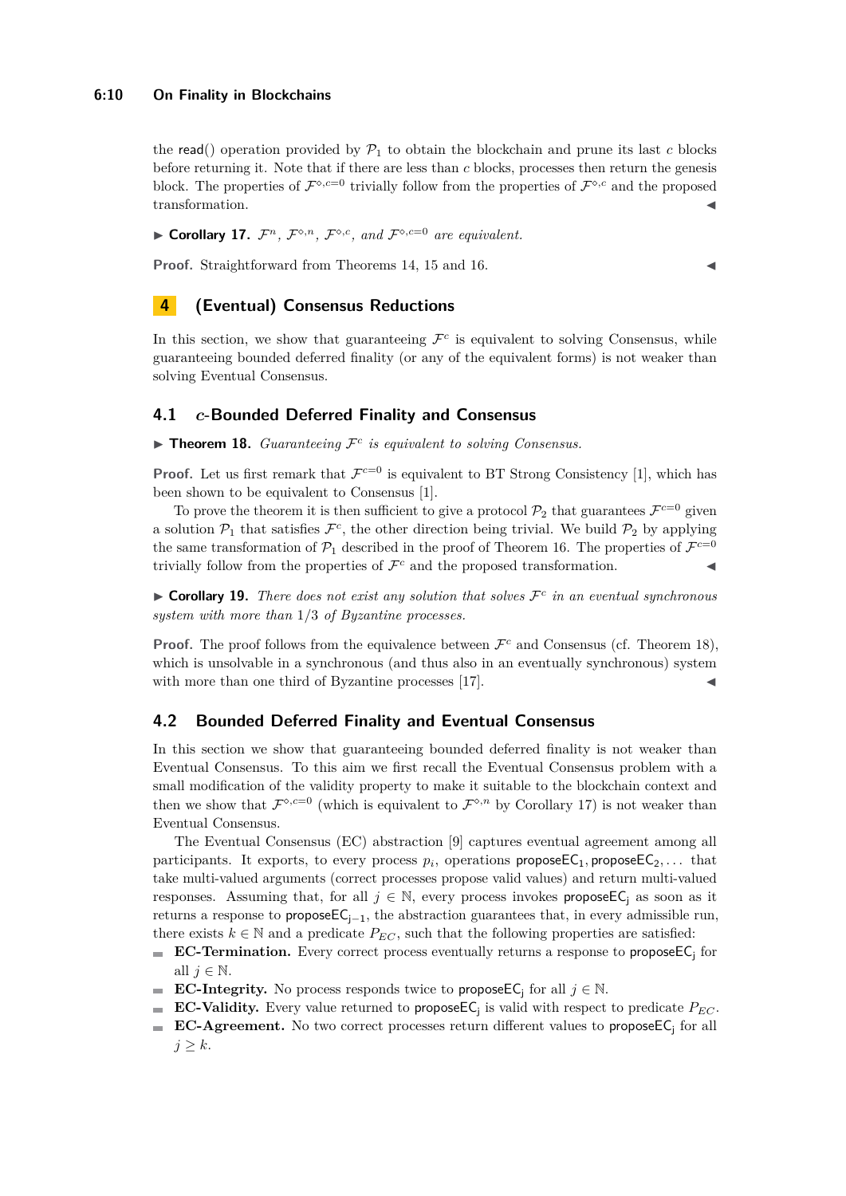the read() operation provided by $\mathcal{P}_1$ to obtain the blockchain and prune its last $c$ blocks before returning it. Note that if there are less than $c$ blocks, processes then return the genesis block. The properties of $\mathcal{F}^{\diamond,c=0}$ trivially follow from the properties of $\mathcal{F}^{\diamond,c}$ and the proposed transformation. ◀

▶ **Corollary 17.** *$\mathcal{F}^n$, $\mathcal{F}^{\diamond,n}$, $\mathcal{F}^{\diamond,c}$, and $\mathcal{F}^{\diamond,c=0}$ are equivalent.*

**Proof.** Straightforward from Theorems 14, 15 and 16. ◀

## 4 (Eventual) Consensus Reductions

In this section, we show that guaranteeing $\mathcal{F}^c$ is equivalent to solving Consensus, while guaranteeing bounded deferred finality (or any of the equivalent forms) is not weaker than solving Eventual Consensus.

### 4.1 $c$-Bounded Deferred Finality and Consensus

▶ **Theorem 18.** *Guaranteeing $\mathcal{F}^c$ is equivalent to solving Consensus.*

**Proof.** Let us first remark that $\mathcal{F}^{c=0}$ is equivalent to BT Strong Consistency [1], which has been shown to be equivalent to Consensus [1].

To prove the theorem it is then sufficient to give a protocol $\mathcal{P}_2$ that guarantees $\mathcal{F}^{c=0}$ given a solution $\mathcal{P}_1$ that satisfies $\mathcal{F}^c$, the other direction being trivial. We build $\mathcal{P}_2$ by applying the same transformation of $\mathcal{P}_1$ described in the proof of Theorem 16. The properties of $\mathcal{F}^{c=0}$ trivially follow from the properties of $\mathcal{F}^c$ and the proposed transformation. ◀

▶ **Corollary 19.** *There does not exist any solution that solves $\mathcal{F}^c$ in an eventual synchronous system with more than $1/3$ of Byzantine processes.*

**Proof.** The proof follows from the equivalence between $\mathcal{F}^c$ and Consensus (cf. Theorem 18), which is unsolvable in a synchronous (and thus also in an eventually synchronous) system with more than one third of Byzantine processes [17]. ◀

### 4.2 Bounded Deferred Finality and Eventual Consensus

In this section we show that guaranteeing bounded deferred finality is not weaker than Eventual Consensus. To this aim we first recall the Eventual Consensus problem with a small modification of the validity property to make it suitable to the blockchain context and then we show that $\mathcal{F}^{\diamond,c=0}$ (which is equivalent to $\mathcal{F}^{\diamond,n}$ by Corollary 17) is not weaker than Eventual Consensus.

The Eventual Consensus (EC) abstraction [9] captures eventual agreement among all participants. It exports, to every process $p_i$, operations $\mathsf{proposeEC}_1, \mathsf{proposeEC}_2, \ldots$ that take multi-valued arguments (correct processes propose valid values) and return multi-valued responses. Assuming that, for all $j \in \mathbb{N}$, every process invokes $\mathsf{proposeEC}_j$ as soon as it returns a response to $\mathsf{proposeEC}_{j-1}$, the abstraction guarantees that, in every admissible run, there exists $k \in \mathbb{N}$ and a predicate $P_{EC}$, such that the following properties are satisfied:

- **EC-Termination.** Every correct process eventually returns a response to $\mathsf{proposeEC}_j$ for all $j \in \mathbb{N}$.
- **EC-Integrity.** No process responds twice to $\mathsf{proposeEC}_j$ for all $j \in \mathbb{N}$.
- **EC-Validity.** Every value returned to $\mathsf{proposeEC}_j$ is valid with respect to predicate $P_{EC}$.
- **EC-Agreement.** No two correct processes return different values to $\mathsf{proposeEC}_j$ for all $j \geq k$.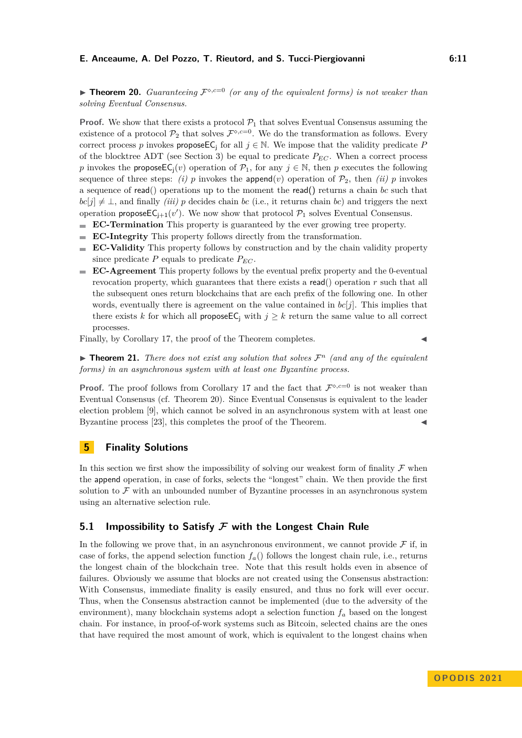▶ **Theorem 20.** *Guaranteeing $\mathcal{F}^{\diamond,c=0}$ (or any of the equivalent forms) is not weaker than solving Eventual Consensus.*

**Proof.** We show that there exists a protocol $\mathcal{P}_1$ that solves Eventual Consensus assuming the existence of a protocol $\mathcal{P}_2$ that solves $\mathcal{F}^{\diamond,c=0}$. We do the transformation as follows. Every correct process $p$ invokes $\mathsf{proposeEC_j}$ for all $j \in \mathbb{N}$. We impose that the validity predicate $P$ of the blocktree ADT (see Section 3) be equal to predicate $P_{EC}$. When a correct process $p$ invokes the $\mathsf{proposeEC_j}(v)$ operation of $\mathcal{P}_1$, for any $j \in \mathbb{N}$, then $p$ executes the following sequence of three steps: *(i)* $p$ invokes the $\mathsf{append}(v)$ operation of $\mathcal{P}_2$, then *(ii)* $p$ invokes a sequence of $\mathsf{read}()$ operations up to the moment the $\mathsf{read}()$ returns a chain $bc$ such that $bc[j] \neq \bot$, and finally *(iii)* $p$ decides chain $bc$ (i.e., it returns chain $bc$) and triggers the next operation $\mathsf{proposeEC_{j+1}}(v')$. We now show that protocol $\mathcal{P}_1$ solves Eventual Consensus.

- **EC-Termination** This property is guaranteed by the ever growing tree property.
- **EC-Integrity** This property follows directly from the transformation.
- **EC-Validity** This property follows by construction and by the chain validity property since predicate $P$ equals to predicate $P_{EC}$.
- **EC-Agreement** This property follows by the eventual prefix property and the 0-eventual revocation property, which guarantees that there exists a $\mathsf{read}()$ operation $r$ such that all the subsequent ones return blockchains that are each prefix of the following one. In other words, eventually there is agreement on the value contained in $bc[j]$. This implies that there exists $k$ for which all $\mathsf{proposeEC_j}$ with $j \geq k$ return the same value to all correct processes.

Finally, by Corollary 17, the proof of the Theorem completes. ◀

▶ **Theorem 21.** *There does not exist any solution that solves $\mathcal{F}^n$ (and any of the equivalent forms) in an asynchronous system with at least one Byzantine process.*

**Proof.** The proof follows from Corollary 17 and the fact that $\mathcal{F}^{\diamond,c=0}$ is not weaker than Eventual Consensus (cf. Theorem 20). Since Eventual Consensus is equivalent to the leader election problem [9], which cannot be solved in an asynchronous system with at least one Byzantine process [23], this completes the proof of the Theorem. ◀

## 5 Finality Solutions

In this section we first show the impossibility of solving our weakest form of finality $\mathcal{F}$ when the $\mathsf{append}$ operation, in case of forks, selects the "longest" chain. We then provide the first solution to $\mathcal{F}$ with an unbounded number of Byzantine processes in an asynchronous system using an alternative selection rule.

### 5.1 Impossibility to Satisfy $\mathcal{F}$ with the Longest Chain Rule

In the following we prove that, in an asynchronous environment, we cannot provide $\mathcal{F}$ if, in case of forks, the append selection function $f_a()$ follows the longest chain rule, i.e., returns the longest chain of the blockchain tree. Note that this result holds even in absence of failures. Obviously we assume that blocks are not created using the Consensus abstraction: With Consensus, immediate finality is easily ensured, and thus no fork will ever occur. Thus, when the Consensus abstraction cannot be implemented (due to the adversity of the environment), many blockchain systems adopt a selection function $f_a$ based on the longest chain. For instance, in proof-of-work systems such as Bitcoin, selected chains are the ones that have required the most amount of work, which is equivalent to the longest chains when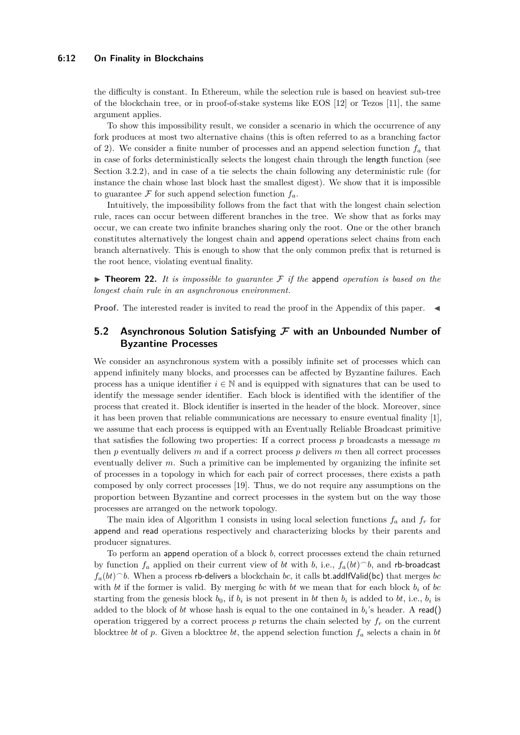the difficulty is constant. In Ethereum, while the selection rule is based on heaviest sub-tree of the blockchain tree, or in proof-of-stake systems like EOS [12] or Tezos [11], the same argument applies.

To show this impossibility result, we consider a scenario in which the occurrence of any fork produces at most two alternative chains (this is often referred to as a branching factor of 2). We consider a finite number of processes and an append selection function $f_a$ that in case of forks deterministically selects the longest chain through the length function (see Section 3.2.2), and in case of a tie selects the chain following any deterministic rule (for instance the chain whose last block hast the smallest digest). We show that it is impossible to guarantee $\mathcal{F}$ for such append selection function $f_a$.

Intuitively, the impossibility follows from the fact that with the longest chain selection rule, races can occur between different branches in the tree. We show that as forks may occur, we can create two infinite branches sharing only the root. One or the other branch constitutes alternatively the longest chain and append operations select chains from each branch alternatively. This is enough to show that the only common prefix that is returned is the root hence, violating eventual finality.

▶ **Theorem 22.** *It is impossible to guarantee $\mathcal{F}$ if the* append *operation is based on the longest chain rule in an asynchronous environment.*

**Proof.** The interested reader is invited to read the proof in the Appendix of this paper. ◀

## 5.2 Asynchronous Solution Satisfying $\mathcal{F}$ with an Unbounded Number of Byzantine Processes

We consider an asynchronous system with a possibly infinite set of processes which can append infinitely many blocks, and processes can be affected by Byzantine failures. Each process has a unique identifier $i \in \mathbb{N}$ and is equipped with signatures that can be used to identify the message sender identifier. Each block is identified with the identifier of the process that created it. Block identifier is inserted in the header of the block. Moreover, since it has been proven that reliable communications are necessary to ensure eventual finality [1], we assume that each process is equipped with an Eventually Reliable Broadcast primitive that satisfies the following two properties: If a correct process $p$ broadcasts a message $m$ then $p$ eventually delivers $m$ and if a correct process $p$ delivers $m$ then all correct processes eventually deliver $m$. Such a primitive can be implemented by organizing the infinite set of processes in a topology in which for each pair of correct processes, there exists a path composed by only correct processes [19]. Thus, we do not require any assumptions on the proportion between Byzantine and correct processes in the system but on the way those processes are arranged on the network topology.

The main idea of Algorithm 1 consists in using local selection functions $f_a$ and $f_r$ for append and read operations respectively and characterizing blocks by their parents and producer signatures.

To perform an append operation of a block $b$, correct processes extend the chain returned by function $f_a$ applied on their current view of $bt$ with $b$, i.e., $f_a(bt)^\frown b$, and rb-broadcast $f_a(bt)^\frown b$. When a process rb-delivers a blockchain $bc$, it calls bt.addIfValid(bc) that merges $bc$ with $bt$ if the former is valid. By merging $bc$ with $bt$ we mean that for each block $b_i$ of $bc$ starting from the genesis block $b_0$, if $b_i$ is not present in $bt$ then $b_i$ is added to $bt$, i.e., $b_i$ is added to the block of $bt$ whose hash is equal to the one contained in $b_i$'s header. A read() operation triggered by a correct process $p$ returns the chain selected by $f_r$ on the current blocktree $bt$ of $p$. Given a blocktree $bt$, the append selection function $f_a$ selects a chain in $bt$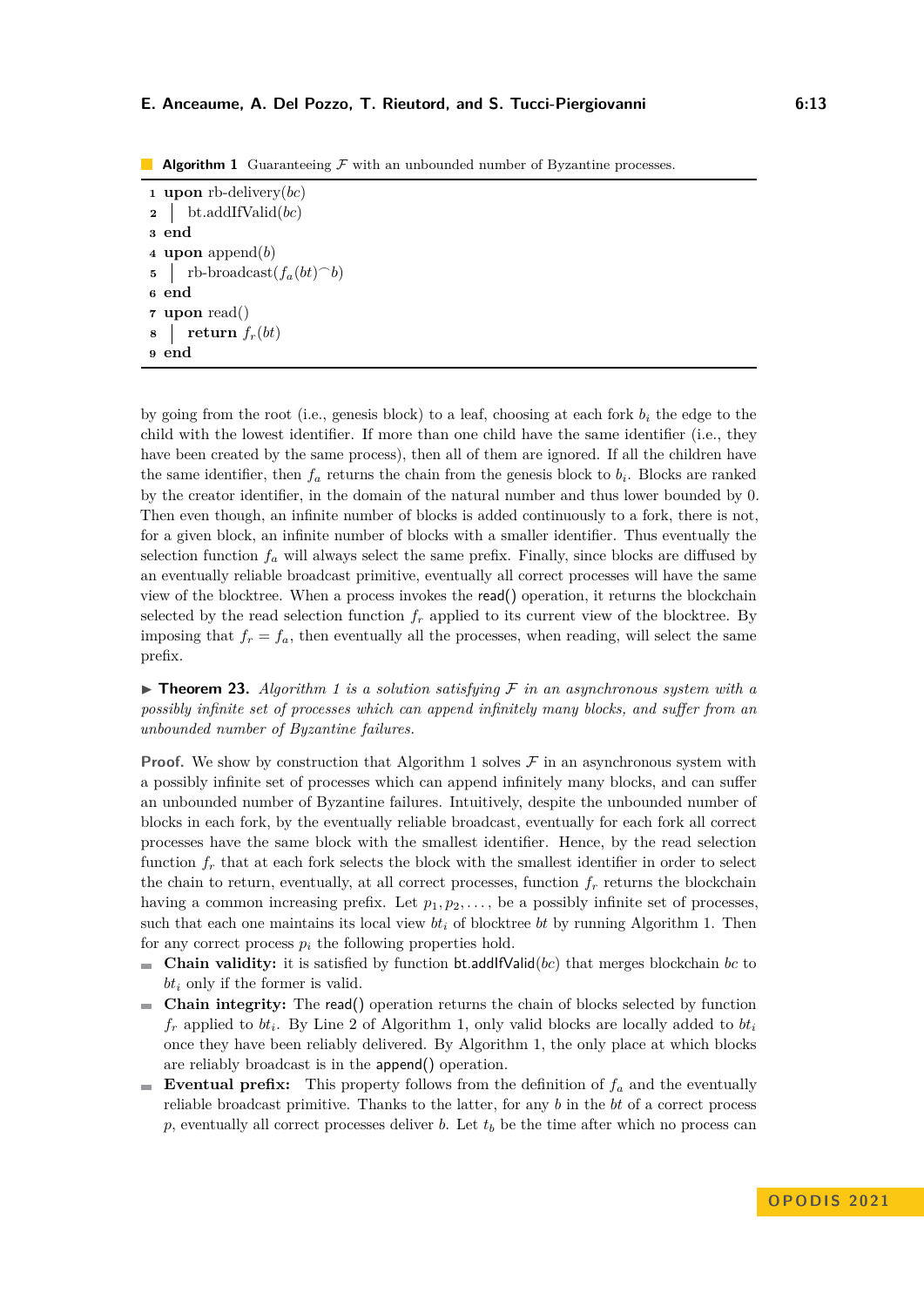**Algorithm 1** Guaranteeing $\mathcal{F}$ with an unbounded number of Byzantine processes.

```
1 upon rb-delivery(bc)
2 |   bt.addIfValid(bc)
3 end
4 upon append(b)
5 |   rb-broadcast(f_a(bt)⌢b)
6 end
7 upon read()
8 |   return f_r(bt)
9 end
```

by going from the root (i.e., genesis block) to a leaf, choosing at each fork $b_i$ the edge to the child with the lowest identifier. If more than one child have the same identifier (i.e., they have been created by the same process), then all of them are ignored. If all the children have the same identifier, then $f_a$ returns the chain from the genesis block to $b_i$. Blocks are ranked by the creator identifier, in the domain of the natural number and thus lower bounded by 0. Then even though, an infinite number of blocks is added continuously to a fork, there is not, for a given block, an infinite number of blocks with a smaller identifier. Thus eventually the selection function $f_a$ will always select the same prefix. Finally, since blocks are diffused by an eventually reliable broadcast primitive, eventually all correct processes will have the same view of the blocktree. When a process invokes the read() operation, it returns the blockchain selected by the read selection function $f_r$ applied to its current view of the blocktree. By imposing that $f_r = f_a$, then eventually all the processes, when reading, will select the same prefix.

▶ **Theorem 23.** *Algorithm 1 is a solution satisfying $\mathcal{F}$ in an asynchronous system with a possibly infinite set of processes which can append infinitely many blocks, and suffer from an unbounded number of Byzantine failures.*

**Proof.** We show by construction that Algorithm 1 solves $\mathcal{F}$ in an asynchronous system with a possibly infinite set of processes which can append infinitely many blocks, and can suffer an unbounded number of Byzantine failures. Intuitively, despite the unbounded number of blocks in each fork, by the eventually reliable broadcast, eventually for each fork all correct processes have the same block with the smallest identifier. Hence, by the read selection function $f_r$ that at each fork selects the block with the smallest identifier in order to select the chain to return, eventually, at all correct processes, function $f_r$ returns the blockchain having a common increasing prefix. Let $p_1, p_2, \ldots,$ be a possibly infinite set of processes, such that each one maintains its local view $bt_i$ of blocktree $bt$ by running Algorithm 1. Then for any correct process $p_i$ the following properties hold.

- **Chain validity:** it is satisfied by function bt.addIfValid($bc$) that merges blockchain $bc$ to $bt_i$ only if the former is valid.
- **Chain integrity:** The read() operation returns the chain of blocks selected by function $f_r$ applied to $bt_i$. By Line 2 of Algorithm 1, only valid blocks are locally added to $bt_i$ once they have been reliably delivered. By Algorithm 1, the only place at which blocks are reliably broadcast is in the append() operation.
- **Eventual prefix:** This property follows from the definition of $f_a$ and the eventually reliable broadcast primitive. Thanks to the latter, for any $b$ in the $bt$ of a correct process $p$, eventually all correct processes deliver $b$. Let $t_b$ be the time after which no process can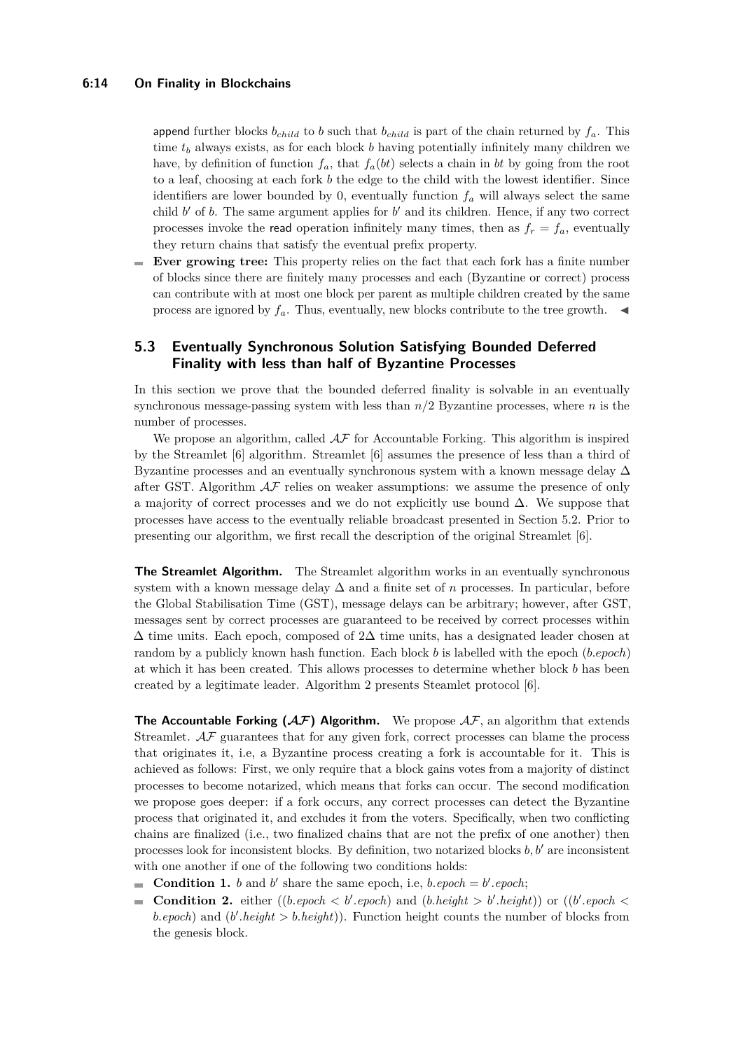append further blocks $b_{child}$ to $b$ such that $b_{child}$ is part of the chain returned by $f_a$. This time $t_b$ always exists, as for each block $b$ having potentially infinitely many children we have, by definition of function $f_a$, that $f_a(bt)$ selects a chain in $bt$ by going from the root to a leaf, choosing at each fork $b$ the edge to the child with the lowest identifier. Since identifiers are lower bounded by 0, eventually function $f_a$ will always select the same child $b'$ of $b$. The same argument applies for $b'$ and its children. Hence, if any two correct processes invoke the read operation infinitely many times, then as $f_r = f_a$, eventually they return chains that satisfy the eventual prefix property.

- **Ever growing tree:** This property relies on the fact that each fork has a finite number of blocks since there are finitely many processes and each (Byzantine or correct) process can contribute with at most one block per parent as multiple children created by the same process are ignored by $f_a$. Thus, eventually, new blocks contribute to the tree growth. ◀

## 5.3 Eventually Synchronous Solution Satisfying Bounded Deferred Finality with less than half of Byzantine Processes

In this section we prove that the bounded deferred finality is solvable in an eventually synchronous message-passing system with less than $n/2$ Byzantine processes, where $n$ is the number of processes.

We propose an algorithm, called $\mathcal{AF}$ for Accountable Forking. This algorithm is inspired by the Streamlet [6] algorithm. Streamlet [6] assumes the presence of less than a third of Byzantine processes and an eventually synchronous system with a known message delay $\Delta$ after GST. Algorithm $\mathcal{AF}$ relies on weaker assumptions: we assume the presence of only a majority of correct processes and we do not explicitly use bound $\Delta$. We suppose that processes have access to the eventually reliable broadcast presented in Section 5.2. Prior to presenting our algorithm, we first recall the description of the original Streamlet [6].

**The Streamlet Algorithm.** The Streamlet algorithm works in an eventually synchronous system with a known message delay $\Delta$ and a finite set of $n$ processes. In particular, before the Global Stabilisation Time (GST), message delays can be arbitrary; however, after GST, messages sent by correct processes are guaranteed to be received by correct processes within $\Delta$ time units. Each epoch, composed of $2\Delta$ time units, has a designated leader chosen at random by a publicly known hash function. Each block $b$ is labelled with the epoch ($b.epoch$) at which it has been created. This allows processes to determine whether block $b$ has been created by a legitimate leader. Algorithm 2 presents Steamlet protocol [6].

**The Accountable Forking ($\mathcal{AF}$) Algorithm.** We propose $\mathcal{AF}$, an algorithm that extends Streamlet. $\mathcal{AF}$ guarantees that for any given fork, correct processes can blame the process that originates it, i.e, a Byzantine process creating a fork is accountable for it. This is achieved as follows: First, we only require that a block gains votes from a majority of distinct processes to become notarized, which means that forks can occur. The second modification we propose goes deeper: if a fork occurs, any correct processes can detect the Byzantine process that originated it, and excludes it from the voters. Specifically, when two conflicting chains are finalized (i.e., two finalized chains that are not the prefix of one another) then processes look for inconsistent blocks. By definition, two notarized blocks $b, b'$ are inconsistent with one another if one of the following two conditions holds:

- **Condition 1.** $b$ and $b'$ share the same epoch, i.e, $b.epoch = b'.epoch$;
- **Condition 2.** either $((b.epoch < b'.epoch)$ and $(b.height > b'.height))$ or $((b'.epoch < b.epoch)$ and $(b'.height > b.height))$. Function height counts the number of blocks from the genesis block.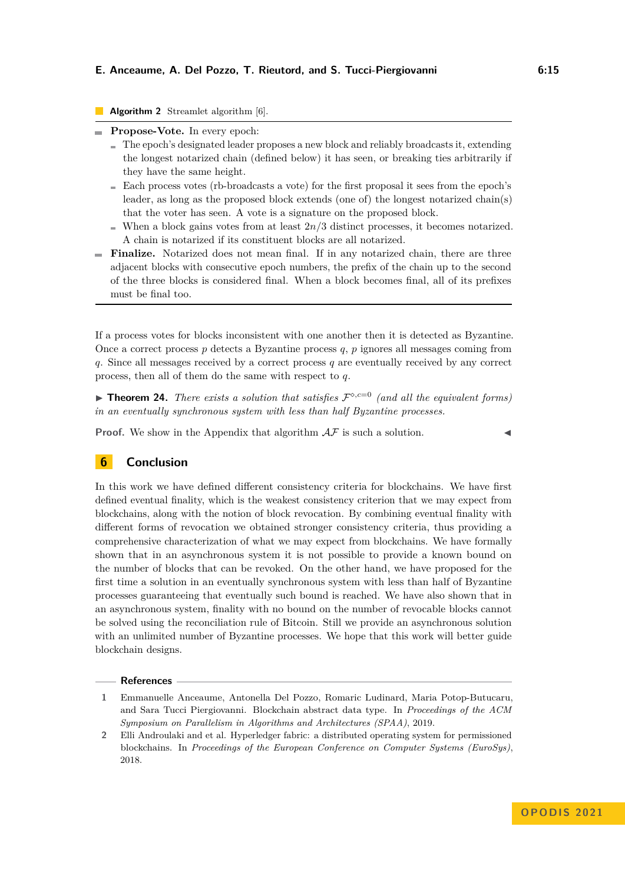**Algorithm 2** Streamlet algorithm [6].

- **Propose-Vote.** In every epoch:
  - The epoch's designated leader proposes a new block and reliably broadcasts it, extending the longest notarized chain (defined below) it has seen, or breaking ties arbitrarily if they have the same height.
  - Each process votes (rb-broadcasts a vote) for the first proposal it sees from the epoch's leader, as long as the proposed block extends (one of) the longest notarized chain(s) that the voter has seen. A vote is a signature on the proposed block.
  - When a block gains votes from at least $2n/3$ distinct processes, it becomes notarized. A chain is notarized if its constituent blocks are all notarized.
- **Finalize.** Notarized does not mean final. If in any notarized chain, there are three adjacent blocks with consecutive epoch numbers, the prefix of the chain up to the second of the three blocks is considered final. When a block becomes final, all of its prefixes must be final too.

If a process votes for blocks inconsistent with one another then it is detected as Byzantine. Once a correct process $p$ detects a Byzantine process $q$, $p$ ignores all messages coming from $q$. Since all messages received by a correct process $q$ are eventually received by any correct process, then all of them do the same with respect to $q$.

▶ **Theorem 24.** *There exists a solution that satisfies $\mathcal{F}^{\diamond,c=0}$ (and all the equivalent forms) in an eventually synchronous system with less than half Byzantine processes.*

**Proof.** We show in the Appendix that algorithm $\mathcal{AF}$ is such a solution. ◀

## 6 Conclusion

In this work we have defined different consistency criteria for blockchains. We have first defined eventual finality, which is the weakest consistency criterion that we may expect from blockchains, along with the notion of block revocation. By combining eventual finality with different forms of revocation we obtained stronger consistency criteria, thus providing a comprehensive characterization of what we may expect from blockchains. We have formally shown that in an asynchronous system it is not possible to provide a known bound on the number of blocks that can be revoked. On the other hand, we have proposed for the first time a solution in an eventually synchronous system with less than half of Byzantine processes guaranteeing that eventually such bound is reached. We have also shown that in an asynchronous system, finality with no bound on the number of revocable blocks cannot be solved using the reconciliation rule of Bitcoin. Still we provide an asynchronous solution with an unlimited number of Byzantine processes. We hope that this work will better guide blockchain designs.

## References

1. Emmanuelle Anceaume, Antonella Del Pozzo, Romaric Ludinard, Maria Potop-Butucaru, and Sara Tucci Piergiovanni. Blockchain abstract data type. In *Proceedings of the ACM Symposium on Parallelism in Algorithms and Architectures (SPAA)*, 2019.
2. Elli Androulaki and et al. Hyperledger fabric: a distributed operating system for permissioned blockchains. In *Proceedings of the European Conference on Computer Systems (EuroSys)*, 2018.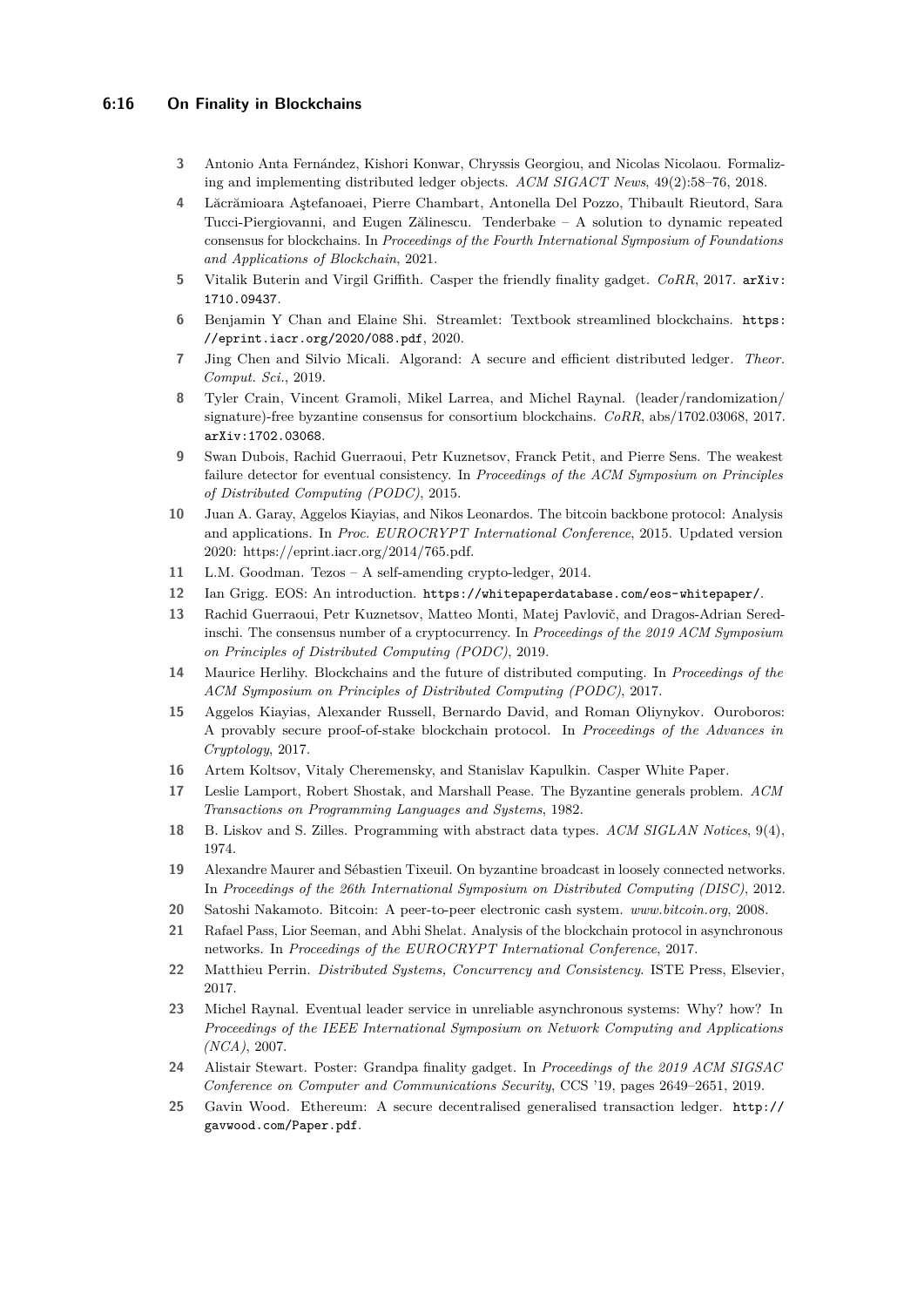3. Antonio Anta Fernández, Kishori Konwar, Chryssis Georgiou, and Nicolas Nicolaou. Formalizing and implementing distributed ledger objects. *ACM SIGACT News*, 49(2):58–76, 2018.
4. Lăcrămioara Aştefanoaei, Pierre Chambart, Antonella Del Pozzo, Thibault Rieutord, Sara Tucci-Piergiovanni, and Eugen Zălinescu. Tenderbake – A solution to dynamic repeated consensus for blockchains. In *Proceedings of the Fourth International Symposium of Foundations and Applications of Blockchain*, 2021.
5. Vitalik Buterin and Virgil Griffith. Casper the friendly finality gadget. *CoRR*, 2017. `arXiv:1710.09437`.
6. Benjamin Y Chan and Elaine Shi. Streamlet: Textbook streamlined blockchains. `https://eprint.iacr.org/2020/088.pdf`, 2020.
7. Jing Chen and Silvio Micali. Algorand: A secure and efficient distributed ledger. *Theor. Comput. Sci.*, 2019.
8. Tyler Crain, Vincent Gramoli, Mikel Larrea, and Michel Raynal. (leader/randomization/signature)-free byzantine consensus for consortium blockchains. *CoRR*, abs/1702.03068, 2017. `arXiv:1702.03068`.
9. Swan Dubois, Rachid Guerraoui, Petr Kuznetsov, Franck Petit, and Pierre Sens. The weakest failure detector for eventual consistency. In *Proceedings of the ACM Symposium on Principles of Distributed Computing (PODC)*, 2015.
10. Juan A. Garay, Aggelos Kiayias, and Nikos Leonardos. The bitcoin backbone protocol: Analysis and applications. In *Proc. EUROCRYPT International Conference*, 2015. Updated version 2020: https://eprint.iacr.org/2014/765.pdf.
11. L.M. Goodman. Tezos – A self-amending crypto-ledger, 2014.
12. Ian Grigg. EOS: An introduction. `https://whitepaperdatabase.com/eos-whitepaper/`.
13. Rachid Guerraoui, Petr Kuznetsov, Matteo Monti, Matej Pavlovič, and Dragos-Adrian Seredinschi. The consensus number of a cryptocurrency. In *Proceedings of the 2019 ACM Symposium on Principles of Distributed Computing (PODC)*, 2019.
14. Maurice Herlihy. Blockchains and the future of distributed computing. In *Proceedings of the ACM Symposium on Principles of Distributed Computing (PODC)*, 2017.
15. Aggelos Kiayias, Alexander Russell, Bernardo David, and Roman Oliynykov. Ouroboros: A provably secure proof-of-stake blockchain protocol. In *Proceedings of the Advances in Cryptology*, 2017.
16. Artem Koltsov, Vitaly Cheremensky, and Stanislav Kapulkin. Casper White Paper.
17. Leslie Lamport, Robert Shostak, and Marshall Pease. The Byzantine generals problem. *ACM Transactions on Programming Languages and Systems*, 1982.
18. B. Liskov and S. Zilles. Programming with abstract data types. *ACM SIGLAN Notices*, 9(4), 1974.
19. Alexandre Maurer and Sébastien Tixeuil. On byzantine broadcast in loosely connected networks. In *Proceedings of the 26th International Symposium on Distributed Computing (DISC)*, 2012.
20. Satoshi Nakamoto. Bitcoin: A peer-to-peer electronic cash system. *www.bitcoin.org*, 2008.
21. Rafael Pass, Lior Seeman, and Abhi Shelat. Analysis of the blockchain protocol in asynchronous networks. In *Proceedings of the EUROCRYPT International Conference*, 2017.
22. Matthieu Perrin. *Distributed Systems, Concurrency and Consistency*. ISTE Press, Elsevier, 2017.
23. Michel Raynal. Eventual leader service in unreliable asynchronous systems: Why? how? In *Proceedings of the IEEE International Symposium on Network Computing and Applications (NCA)*, 2007.
24. Alistair Stewart. Poster: Grandpa finality gadget. In *Proceedings of the 2019 ACM SIGSAC Conference on Computer and Communications Security*, CCS '19, pages 2649–2651, 2019.
25. Gavin Wood. Ethereum: A secure decentralised generalised transaction ledger. `http://gavwood.com/Paper.pdf`.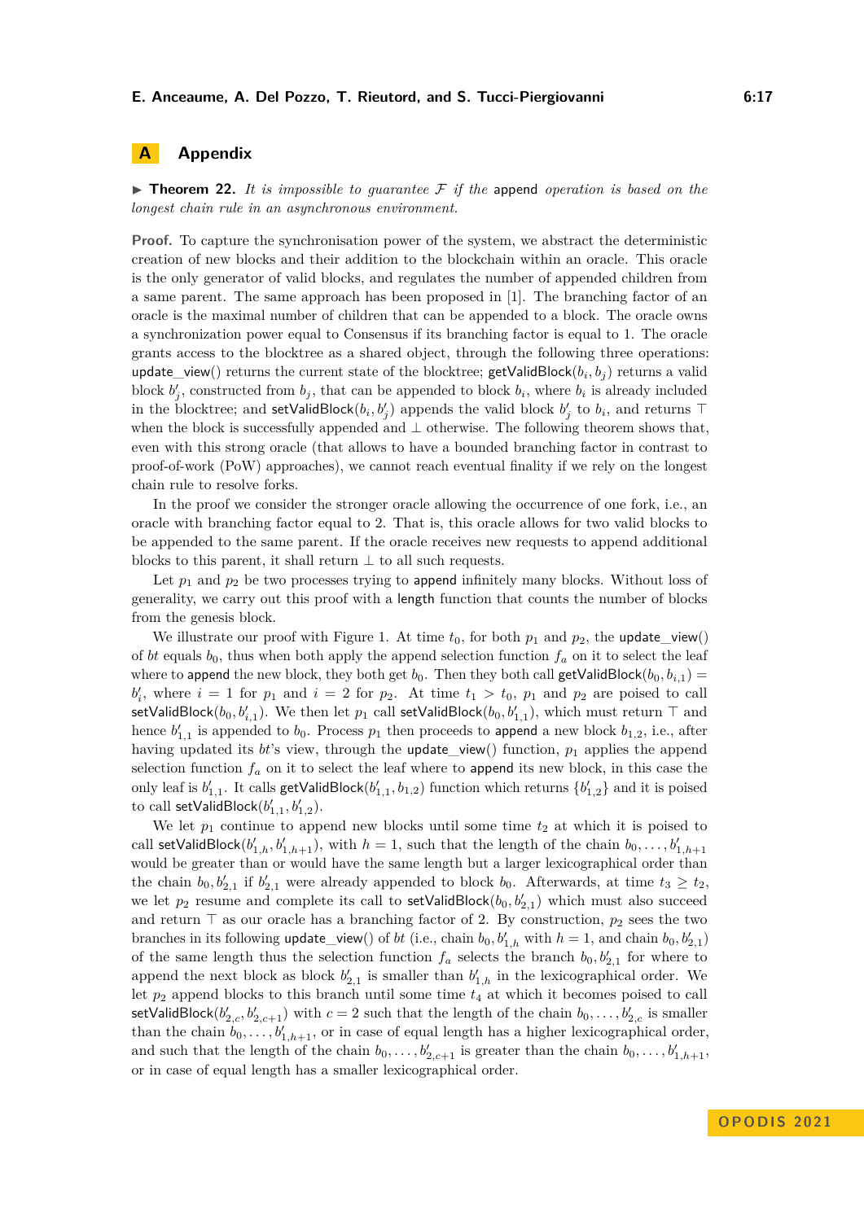# A Appendix

▶ **Theorem 22.** *It is impossible to guarantee $\mathcal{F}$ if the* append *operation is based on the longest chain rule in an asynchronous environment.*

**Proof.** To capture the synchronisation power of the system, we abstract the deterministic creation of new blocks and their addition to the blockchain within an oracle. This oracle is the only generator of valid blocks, and regulates the number of appended children from a same parent. The same approach has been proposed in [1]. The branching factor of an oracle is the maximal number of children that can be appended to a block. The oracle owns a synchronization power equal to Consensus if its branching factor is equal to 1. The oracle grants access to the blocktree as a shared object, through the following three operations: update_view() returns the current state of the blocktree; getValidBlock($b_i, b_j$) returns a valid block $b'_j$, constructed from $b_j$, that can be appended to block $b_i$, where $b_i$ is already included in the blocktree; and setValidBlock($b_i, b'_j$) appends the valid block $b'_j$ to $b_i$, and returns $\top$ when the block is successfully appended and $\perp$ otherwise. The following theorem shows that, even with this strong oracle (that allows to have a bounded branching factor in contrast to proof-of-work (PoW) approaches), we cannot reach eventual finality if we rely on the longest chain rule to resolve forks.

In the proof we consider the stronger oracle allowing the occurrence of one fork, i.e., an oracle with branching factor equal to 2. That is, this oracle allows for two valid blocks to be appended to the same parent. If the oracle receives new requests to append additional blocks to this parent, it shall return $\perp$ to all such requests.

Let $p_1$ and $p_2$ be two processes trying to append infinitely many blocks. Without loss of generality, we carry out this proof with a length function that counts the number of blocks from the genesis block.

We illustrate our proof with Figure 1. At time $t_0$, for both $p_1$ and $p_2$, the update_view() of $bt$ equals $b_0$, thus when both apply the append selection function $f_a$ on it to select the leaf where to append the new block, they both get $b_0$. Then they both call getValidBlock($b_0, b_{i,1}$) $= b'_i$, where $i = 1$ for $p_1$ and $i = 2$ for $p_2$. At time $t_1 > t_0$, $p_1$ and $p_2$ are poised to call setValidBlock($b_0, b'_{i,1}$). We then let $p_1$ call setValidBlock($b_0, b'_{1,1}$), which must return $\top$ and hence $b'_{1,1}$ is appended to $b_0$. Process $p_1$ then proceeds to append a new block $b_{1,2}$, i.e., after having updated its $bt$'s view, through the update_view() function, $p_1$ applies the append selection function $f_a$ on it to select the leaf where to append its new block, in this case the only leaf is $b'_{1,1}$. It calls getValidBlock($b'_{1,1}, b_{1,2}$) function which returns $\{b'_{1,2}\}$ and it is poised to call setValidBlock($b'_{1,1}, b'_{1,2}$).

We let $p_1$ continue to append new blocks until some time $t_2$ at which it is poised to call setValidBlock($b'_{1,h}, b'_{1,h+1}$), with $h = 1$, such that the length of the chain $b_0, \ldots, b'_{1,h+1}$ would be greater than or would have the same length but a larger lexicographical order than the chain $b_0, b'_{2,1}$ if $b'_{2,1}$ were already appended to block $b_0$. Afterwards, at time $t_3 \geq t_2$, we let $p_2$ resume and complete its call to setValidBlock($b_0, b'_{2,1}$) which must also succeed and return $\top$ as our oracle has a branching factor of 2. By construction, $p_2$ sees the two branches in its following update_view() of $bt$ (i.e., chain $b_0, b'_{1,h}$ with $h = 1$, and chain $b_0, b'_{2,1}$) of the same length thus the selection function $f_a$ selects the branch $b_0, b'_{2,1}$ for where to append the next block as block $b'_{2,1}$ is smaller than $b'_{1,h}$ in the lexicographical order. We let $p_2$ append blocks to this branch until some time $t_4$ at which it becomes poised to call setValidBlock($b'_{2,c}, b'_{2,c+1}$) with $c = 2$ such that the length of the chain $b_0, \ldots, b'_{2,c}$ is smaller than the chain $b_0, \ldots, b'_{1,h+1}$, or in case of equal length has a higher lexicographical order, and such that the length of the chain $b_0, \ldots, b'_{2,c+1}$ is greater than the chain $b_0, \ldots, b'_{1,h+1}$, or in case of equal length has a smaller lexicographical order.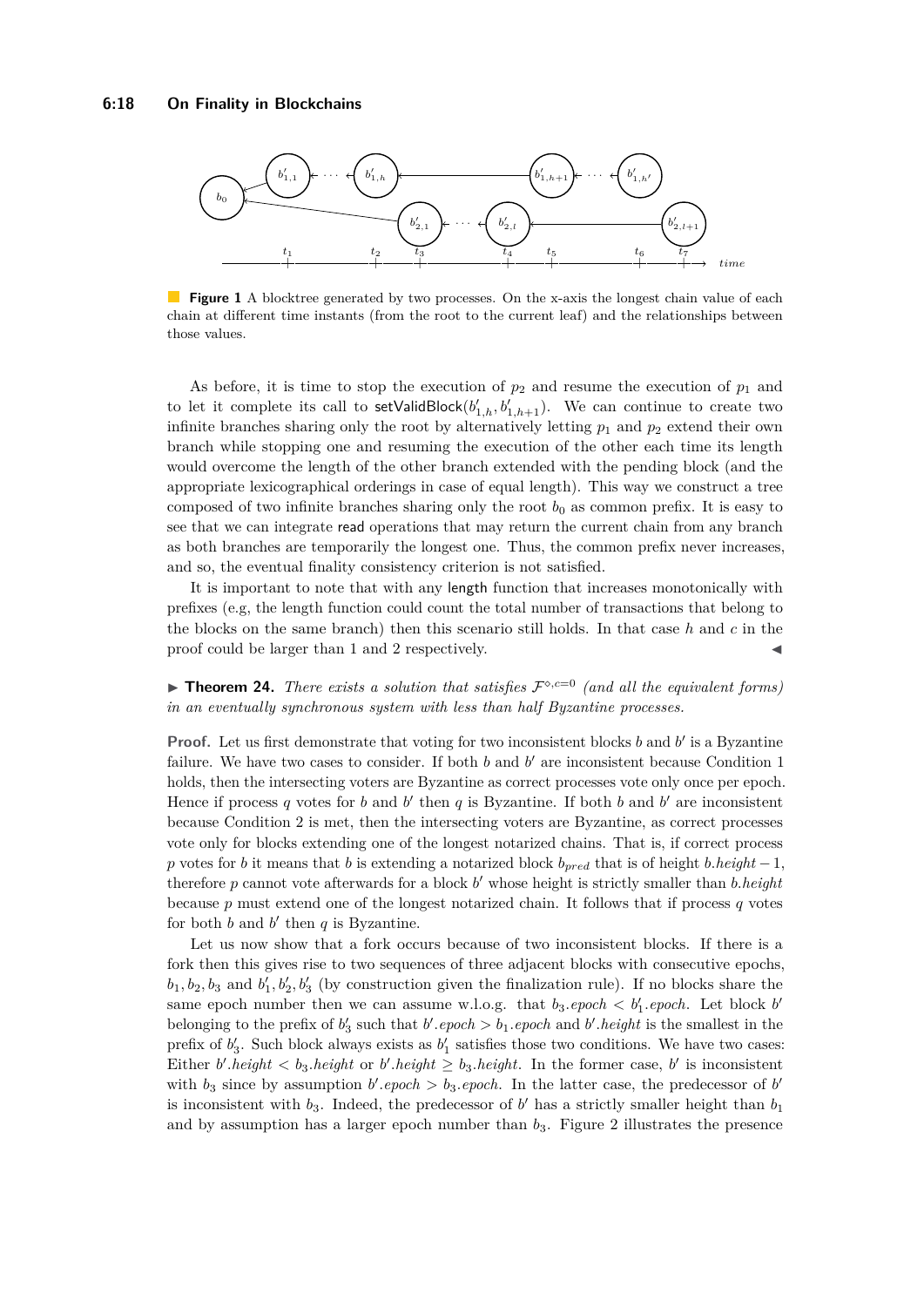**Figure 1** A blocktree generated by two processes. On the x-axis the longest chain value of each chain at different time instants (from the root to the current leaf) and the relationships between those values.

As before, it is time to stop the execution of $p_2$ and resume the execution of $p_1$ and to let it complete its call to setValidBlock($b'_{1,h}, b'_{1,h+1}$). We can continue to create two infinite branches sharing only the root by alternatively letting $p_1$ and $p_2$ extend their own branch while stopping one and resuming the execution of the other each time its length would overcome the length of the other branch extended with the pending block (and the appropriate lexicographical orderings in case of equal length). This way we construct a tree composed of two infinite branches sharing only the root $b_0$ as common prefix. It is easy to see that we can integrate read operations that may return the current chain from any branch as both branches are temporarily the longest one. Thus, the common prefix never increases, and so, the eventual finality consistency criterion is not satisfied.

It is important to note that with any length function that increases monotonically with prefixes (e.g, the length function could count the total number of transactions that belong to the blocks on the same branch) then this scenario still holds. In that case $h$ and $c$ in the proof could be larger than 1 and 2 respectively. ◀

▶ **Theorem 24.** *There exists a solution that satisfies $\mathcal{F}^{\diamond,c=0}$ (and all the equivalent forms) in an eventually synchronous system with less than half Byzantine processes.*

**Proof.** Let us first demonstrate that voting for two inconsistent blocks $b$ and $b'$ is a Byzantine failure. We have two cases to consider. If both $b$ and $b'$ are inconsistent because Condition 1 holds, then the intersecting voters are Byzantine as correct processes vote only once per epoch. Hence if process $q$ votes for $b$ and $b'$ then $q$ is Byzantine. If both $b$ and $b'$ are inconsistent because Condition 2 is met, then the intersecting voters are Byzantine, as correct processes vote only for blocks extending one of the longest notarized chains. That is, if correct process $p$ votes for $b$ it means that $b$ is extending a notarized block $b_{pred}$ that is of height $b.height - 1$, therefore $p$ cannot vote afterwards for a block $b'$ whose height is strictly smaller than $b.height$ because $p$ must extend one of the longest notarized chain. It follows that if process $q$ votes for both $b$ and $b'$ then $q$ is Byzantine.

Let us now show that a fork occurs because of two inconsistent blocks. If there is a fork then this gives rise to two sequences of three adjacent blocks with consecutive epochs, $b_1, b_2, b_3$ and $b'_1, b'_2, b'_3$ (by construction given the finalization rule). If no blocks share the same epoch number then we can assume w.l.o.g. that $b_3.epoch < b'_1.epoch$. Let block $b'$ belonging to the prefix of $b'_3$ such that $b'.epoch > b_1.epoch$ and $b'.height$ is the smallest in the prefix of $b'_3$. Such block always exists as $b'_1$ satisfies those two conditions. We have two cases: Either $b'.height < b_3.height$ or $b'.height \geq b_3.height$. In the former case, $b'$ is inconsistent with $b_3$ since by assumption $b'.epoch > b_3.epoch$. In the latter case, the predecessor of $b'$ is inconsistent with $b_3$. Indeed, the predecessor of $b'$ has a strictly smaller height than $b_1$ and by assumption has a larger epoch number than $b_3$. Figure 2 illustrates the presence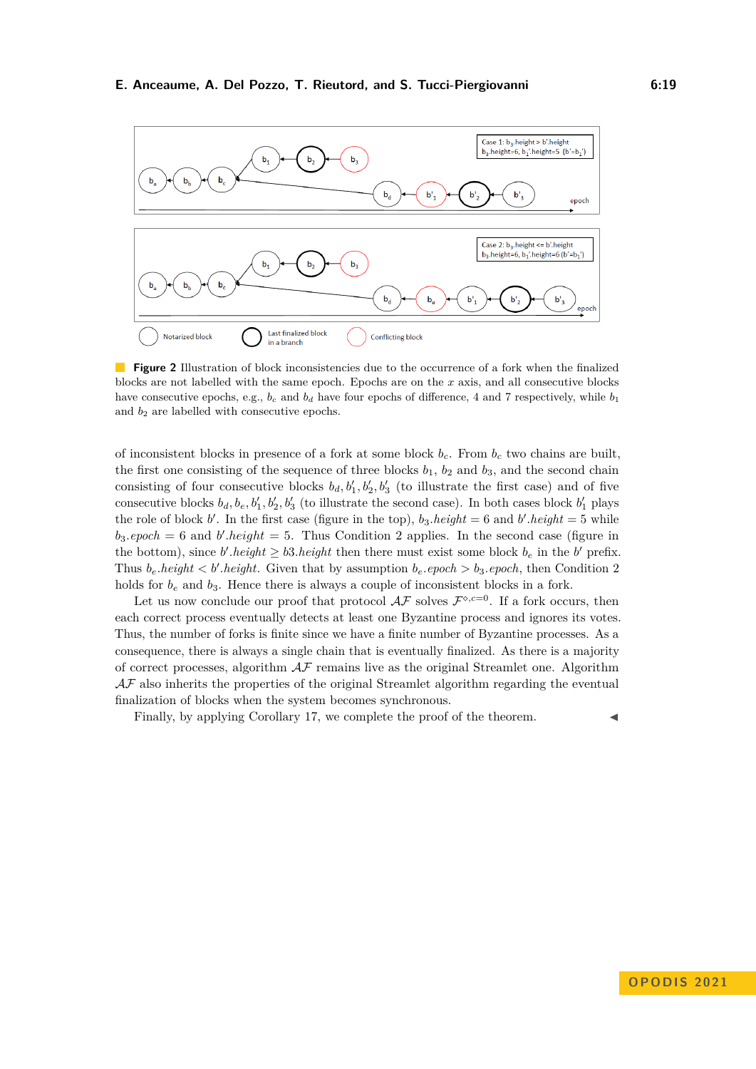Case 1: $b_3$.height > b'.height
$b_3$.height=6, $b_1'$.height=5 (b'=$b_1'$)

epoch

Case 2: $b_3$.height <= b'.height
$b_3$.height=6, $b_1'$.height=6 (b'=$b_1'$)

epoch

Notarized block

Last finalized block in a branch

Conflicting block

**Figure 2** Illustration of block inconsistencies due to the occurrence of a fork when the finalized blocks are not labelled with the same epoch. Epochs are on the $x$ axis, and all consecutive blocks have consecutive epochs, e.g., $b_c$ and $b_d$ have four epochs of difference, 4 and 7 respectively, while $b_1$ and $b_2$ are labelled with consecutive epochs.

of inconsistent blocks in presence of a fork at some block $b_c$. From $b_c$ two chains are built, the first one consisting of the sequence of three blocks $b_1$, $b_2$ and $b_3$, and the second chain consisting of four consecutive blocks $b_d, b_1', b_2', b_3'$ (to illustrate the first case) and of five consecutive blocks $b_d, b_e, b_1', b_2', b_3'$ (to illustrate the second case). In both cases block $b_1'$ plays the role of block $b'$. In the first case (figure in the top), $b_3.height = 6$ and $b'.height = 5$ while $b_3.epoch = 6$ and $b'.height = 5$. Thus Condition 2 applies. In the second case (figure in the bottom), since $b'.height \geq b3.height$ then there must exist some block $b_e$ in the $b'$ prefix. Thus $b_e.height < b'.height$. Given that by assumption $b_e.epoch > b_3.epoch$, then Condition 2 holds for $b_e$ and $b_3$. Hence there is always a couple of inconsistent blocks in a fork.

Let us now conclude our proof that protocol $\mathcal{AF}$ solves $\mathcal{F}^{\diamond,c=0}$. If a fork occurs, then each correct process eventually detects at least one Byzantine process and ignores its votes. Thus, the number of forks is finite since we have a finite number of Byzantine processes. As a consequence, there is always a single chain that is eventually finalized. As there is a majority of correct processes, algorithm $\mathcal{AF}$ remains live as the original Streamlet one. Algorithm $\mathcal{AF}$ also inherits the properties of the original Streamlet algorithm regarding the eventual finalization of blocks when the system becomes synchronous.

Finally, by applying Corollary 17, we complete the proof of the theorem. ◀